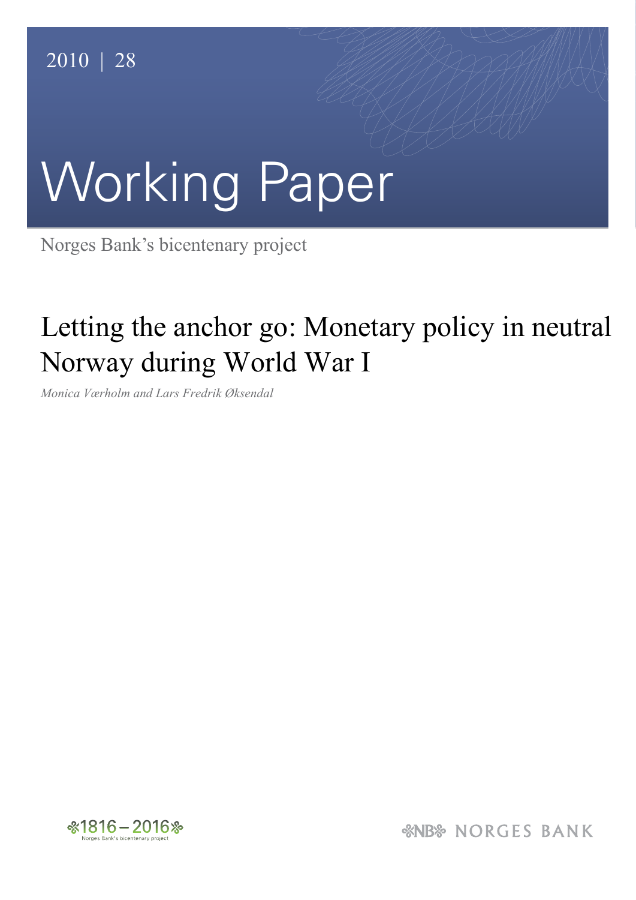2010 | 28

# Working Paper

Norges Bank's bicentenary project

## Letting the anchor go: Monetary policy in neutral Norway during World War I

*Monica Værholm and Lars Fredrik Øksendal*

1816 – 2016
Norges Bank's bicentenary project

NB NORGES BANK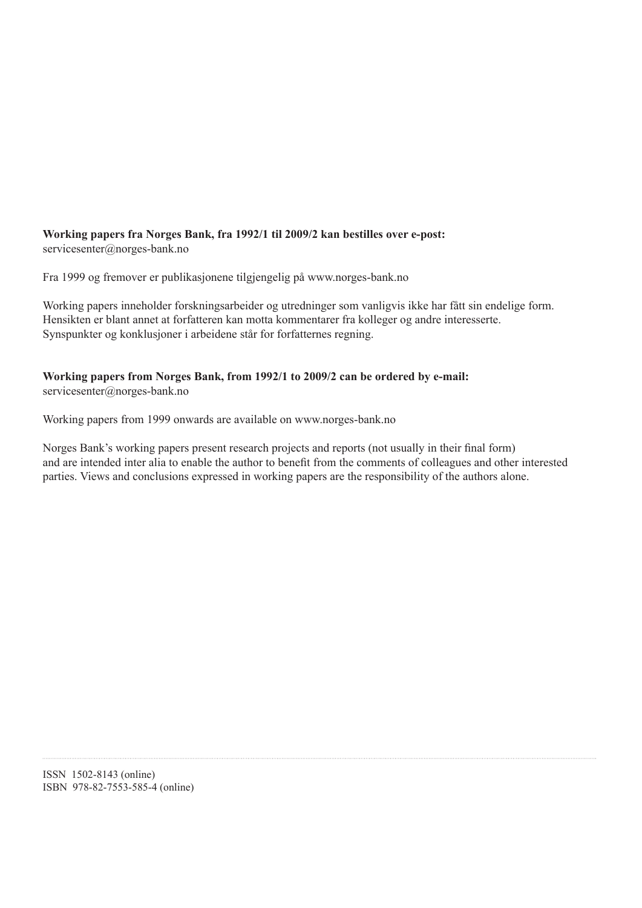**Working papers fra Norges Bank, fra 1992/1 til 2009/2 kan bestilles over e-post:**
servicesenter@norges-bank.no

Fra 1999 og fremover er publikasjonene tilgjengelig på www.norges-bank.no

Working papers inneholder forskningsarbeider og utredninger som vanligvis ikke har fått sin endelige form. Hensikten er blant annet at forfatteren kan motta kommentarer fra kolleger og andre interesserte. Synspunkter og konklusjoner i arbeidene står for forfatternes regning.

**Working papers from Norges Bank, from 1992/1 to 2009/2 can be ordered by e-mail:**
servicesenter@norges-bank.no

Working papers from 1999 onwards are available on www.norges-bank.no

Norges Bank's working papers present research projects and reports (not usually in their final form) and are intended inter alia to enable the author to benefit from the comments of colleagues and other interested parties. Views and conclusions expressed in working papers are the responsibility of the authors alone.

ISSN 1502-8143 (online)
ISBN 978-82-7553-585-4 (online)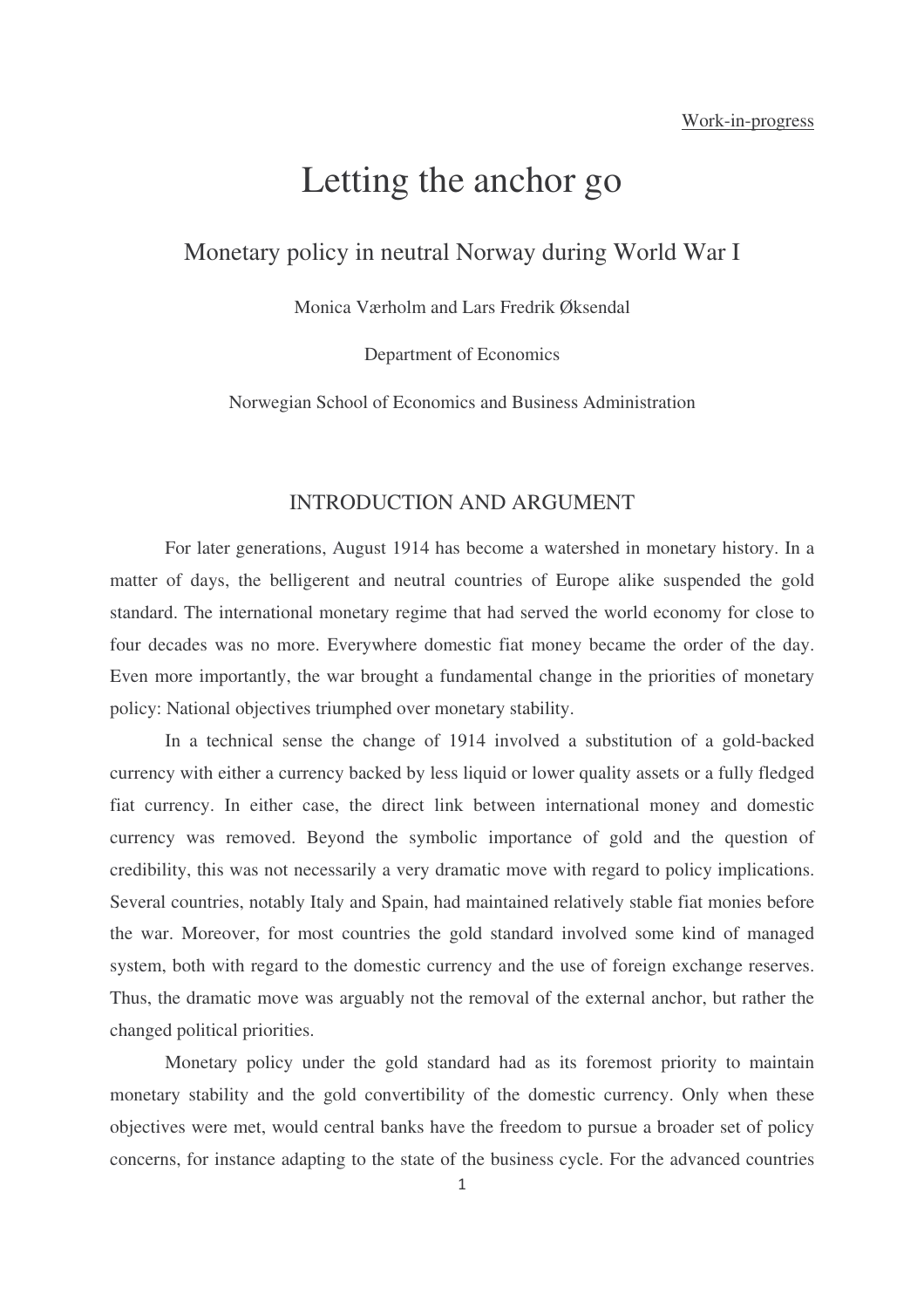Work-in-progress

# Letting the anchor go

## Monetary policy in neutral Norway during World War I

Monica Værholm and Lars Fredrik Øksendal

Department of Economics

Norwegian School of Economics and Business Administration

## INTRODUCTION AND ARGUMENT

For later generations, August 1914 has become a watershed in monetary history. In a matter of days, the belligerent and neutral countries of Europe alike suspended the gold standard. The international monetary regime that had served the world economy for close to four decades was no more. Everywhere domestic fiat money became the order of the day. Even more importantly, the war brought a fundamental change in the priorities of monetary policy: National objectives triumphed over monetary stability.

In a technical sense the change of 1914 involved a substitution of a gold-backed currency with either a currency backed by less liquid or lower quality assets or a fully fledged fiat currency. In either case, the direct link between international money and domestic currency was removed. Beyond the symbolic importance of gold and the question of credibility, this was not necessarily a very dramatic move with regard to policy implications. Several countries, notably Italy and Spain, had maintained relatively stable fiat monies before the war. Moreover, for most countries the gold standard involved some kind of managed system, both with regard to the domestic currency and the use of foreign exchange reserves. Thus, the dramatic move was arguably not the removal of the external anchor, but rather the changed political priorities.

Monetary policy under the gold standard had as its foremost priority to maintain monetary stability and the gold convertibility of the domestic currency. Only when these objectives were met, would central banks have the freedom to pursue a broader set of policy concerns, for instance adapting to the state of the business cycle. For the advanced countries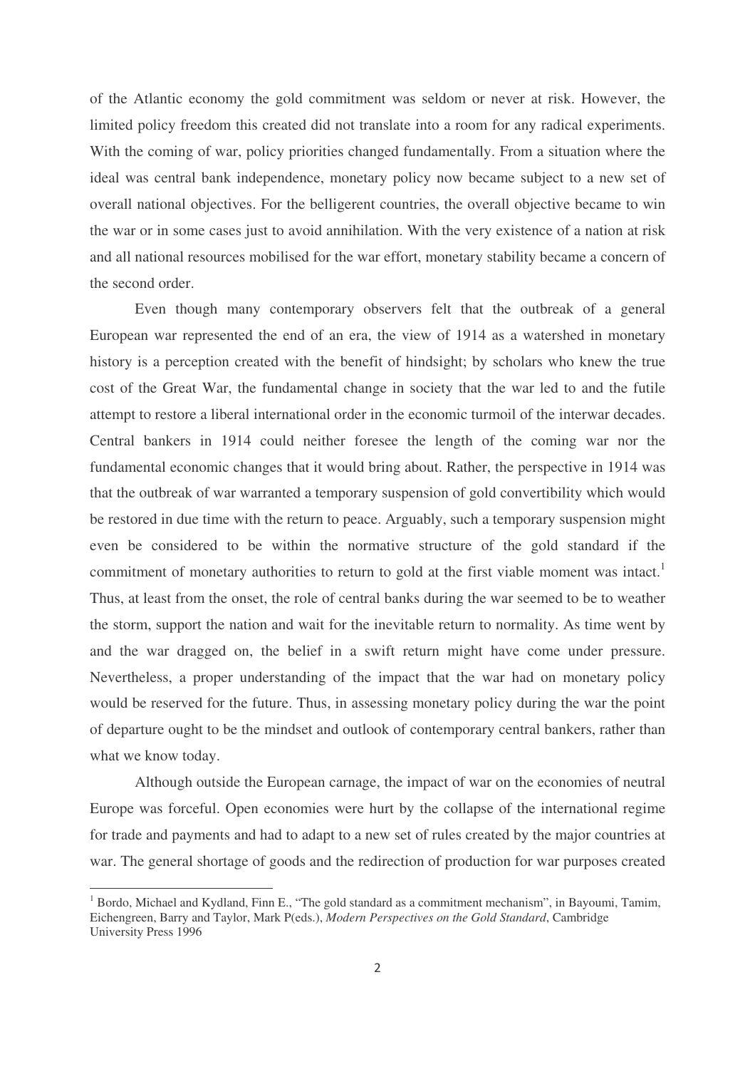of the Atlantic economy the gold commitment was seldom or never at risk. However, the limited policy freedom this created did not translate into a room for any radical experiments. With the coming of war, policy priorities changed fundamentally. From a situation where the ideal was central bank independence, monetary policy now became subject to a new set of overall national objectives. For the belligerent countries, the overall objective became to win the war or in some cases just to avoid annihilation. With the very existence of a nation at risk and all national resources mobilised for the war effort, monetary stability became a concern of the second order.

Even though many contemporary observers felt that the outbreak of a general European war represented the end of an era, the view of 1914 as a watershed in monetary history is a perception created with the benefit of hindsight; by scholars who knew the true cost of the Great War, the fundamental change in society that the war led to and the futile attempt to restore a liberal international order in the economic turmoil of the interwar decades. Central bankers in 1914 could neither foresee the length of the coming war nor the fundamental economic changes that it would bring about. Rather, the perspective in 1914 was that the outbreak of war warranted a temporary suspension of gold convertibility which would be restored in due time with the return to peace. Arguably, such a temporary suspension might even be considered to be within the normative structure of the gold standard if the commitment of monetary authorities to return to gold at the first viable moment was intact.[1] Thus, at least from the onset, the role of central banks during the war seemed to be to weather the storm, support the nation and wait for the inevitable return to normality. As time went by and the war dragged on, the belief in a swift return might have come under pressure. Nevertheless, a proper understanding of the impact that the war had on monetary policy would be reserved for the future. Thus, in assessing monetary policy during the war the point of departure ought to be the mindset and outlook of contemporary central bankers, rather than what we know today.

Although outside the European carnage, the impact of war on the economies of neutral Europe was forceful. Open economies were hurt by the collapse of the international regime for trade and payments and had to adapt to a new set of rules created by the major countries at war. The general shortage of goods and the redirection of production for war purposes created

[1] Bordo, Michael and Kydland, Finn E., "The gold standard as a commitment mechanism", in Bayoumi, Tamim, Eichengreen, Barry and Taylor, Mark P(eds.), *Modern Perspectives on the Gold Standard*, Cambridge University Press 1996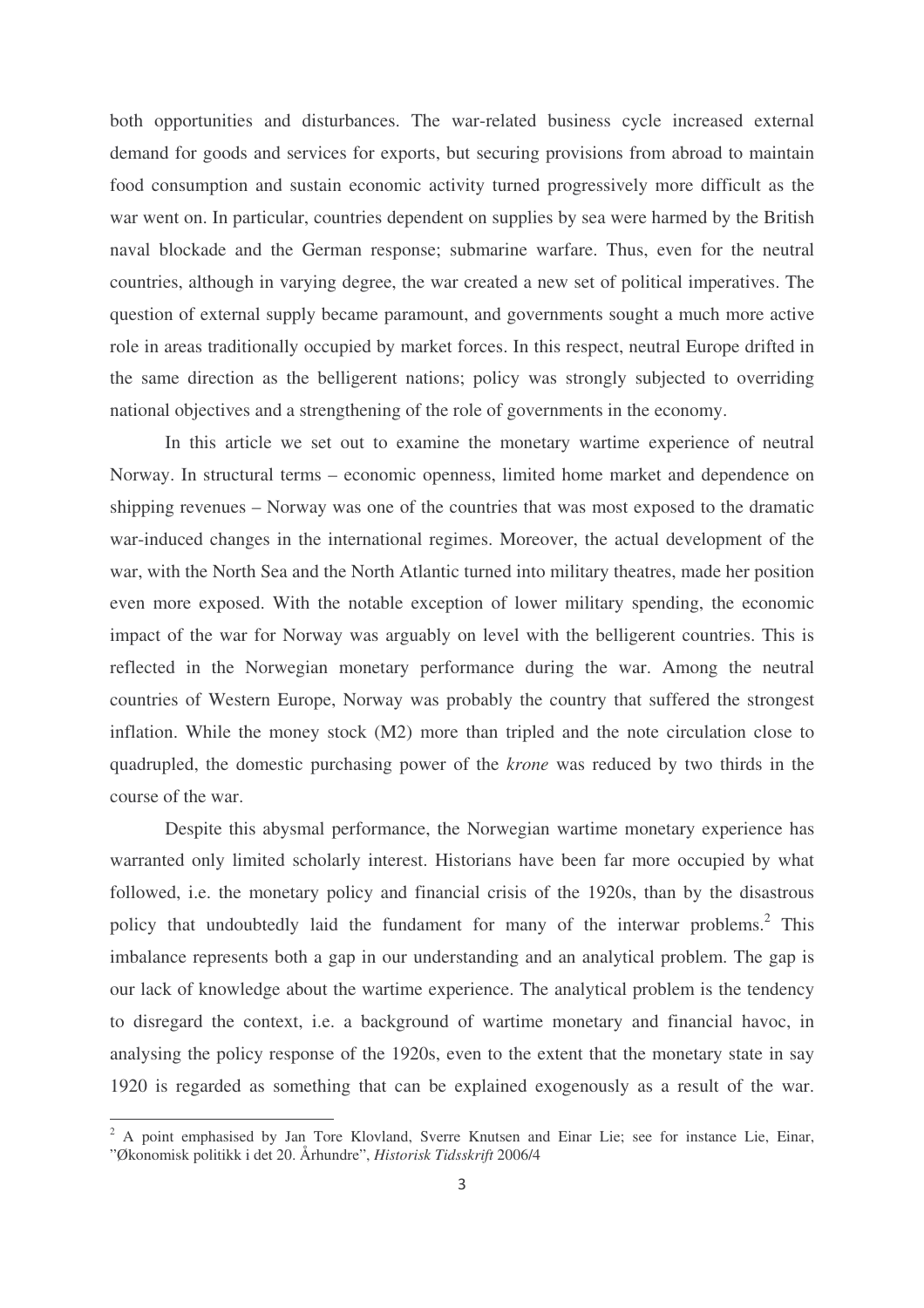both opportunities and disturbances. The war-related business cycle increased external demand for goods and services for exports, but securing provisions from abroad to maintain food consumption and sustain economic activity turned progressively more difficult as the war went on. In particular, countries dependent on supplies by sea were harmed by the British naval blockade and the German response; submarine warfare. Thus, even for the neutral countries, although in varying degree, the war created a new set of political imperatives. The question of external supply became paramount, and governments sought a much more active role in areas traditionally occupied by market forces. In this respect, neutral Europe drifted in the same direction as the belligerent nations; policy was strongly subjected to overriding national objectives and a strengthening of the role of governments in the economy.

In this article we set out to examine the monetary wartime experience of neutral Norway. In structural terms – economic openness, limited home market and dependence on shipping revenues – Norway was one of the countries that was most exposed to the dramatic war-induced changes in the international regimes. Moreover, the actual development of the war, with the North Sea and the North Atlantic turned into military theatres, made her position even more exposed. With the notable exception of lower military spending, the economic impact of the war for Norway was arguably on level with the belligerent countries. This is reflected in the Norwegian monetary performance during the war. Among the neutral countries of Western Europe, Norway was probably the country that suffered the strongest inflation. While the money stock (M2) more than tripled and the note circulation close to quadrupled, the domestic purchasing power of the *krone* was reduced by two thirds in the course of the war.

Despite this abysmal performance, the Norwegian wartime monetary experience has warranted only limited scholarly interest. Historians have been far more occupied by what followed, i.e. the monetary policy and financial crisis of the 1920s, than by the disastrous policy that undoubtedly laid the fundament for many of the interwar problems.[2] This imbalance represents both a gap in our understanding and an analytical problem. The gap is our lack of knowledge about the wartime experience. The analytical problem is the tendency to disregard the context, i.e. a background of wartime monetary and financial havoc, in analysing the policy response of the 1920s, even to the extent that the monetary state in say 1920 is regarded as something that can be explained exogenously as a result of the war.

[2] A point emphasised by Jan Tore Klovland, Sverre Knutsen and Einar Lie; see for instance Lie, Einar, "Økonomisk politikk i det 20. Århundre", *Historisk Tidsskrift* 2006/4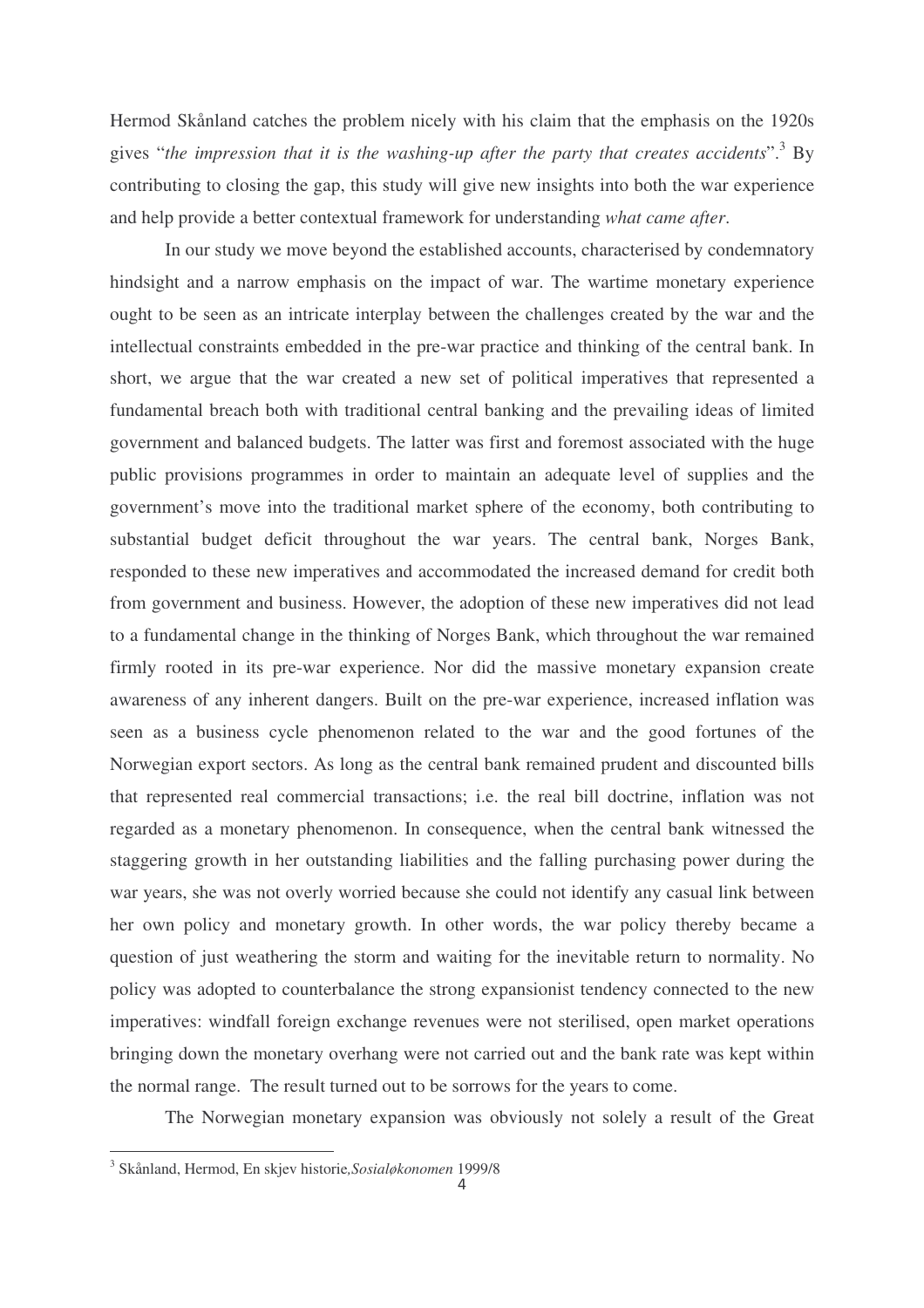Hermod Skånland catches the problem nicely with his claim that the emphasis on the 1920s gives "*the impression that it is the washing-up after the party that creates accidents*".[3] By contributing to closing the gap, this study will give new insights into both the war experience and help provide a better contextual framework for understanding *what came after*.

In our study we move beyond the established accounts, characterised by condemnatory hindsight and a narrow emphasis on the impact of war. The wartime monetary experience ought to be seen as an intricate interplay between the challenges created by the war and the intellectual constraints embedded in the pre-war practice and thinking of the central bank. In short, we argue that the war created a new set of political imperatives that represented a fundamental breach both with traditional central banking and the prevailing ideas of limited government and balanced budgets. The latter was first and foremost associated with the huge public provisions programmes in order to maintain an adequate level of supplies and the government's move into the traditional market sphere of the economy, both contributing to substantial budget deficit throughout the war years. The central bank, Norges Bank, responded to these new imperatives and accommodated the increased demand for credit both from government and business. However, the adoption of these new imperatives did not lead to a fundamental change in the thinking of Norges Bank, which throughout the war remained firmly rooted in its pre-war experience. Nor did the massive monetary expansion create awareness of any inherent dangers. Built on the pre-war experience, increased inflation was seen as a business cycle phenomenon related to the war and the good fortunes of the Norwegian export sectors. As long as the central bank remained prudent and discounted bills that represented real commercial transactions; i.e. the real bill doctrine, inflation was not regarded as a monetary phenomenon. In consequence, when the central bank witnessed the staggering growth in her outstanding liabilities and the falling purchasing power during the war years, she was not overly worried because she could not identify any casual link between her own policy and monetary growth. In other words, the war policy thereby became a question of just weathering the storm and waiting for the inevitable return to normality. No policy was adopted to counterbalance the strong expansionist tendency connected to the new imperatives: windfall foreign exchange revenues were not sterilised, open market operations bringing down the monetary overhang were not carried out and the bank rate was kept within the normal range. The result turned out to be sorrows for the years to come.

The Norwegian monetary expansion was obviously not solely a result of the Great

[3] Skånland, Hermod, En skjev historie, *Sosialøkonomen* 1999/8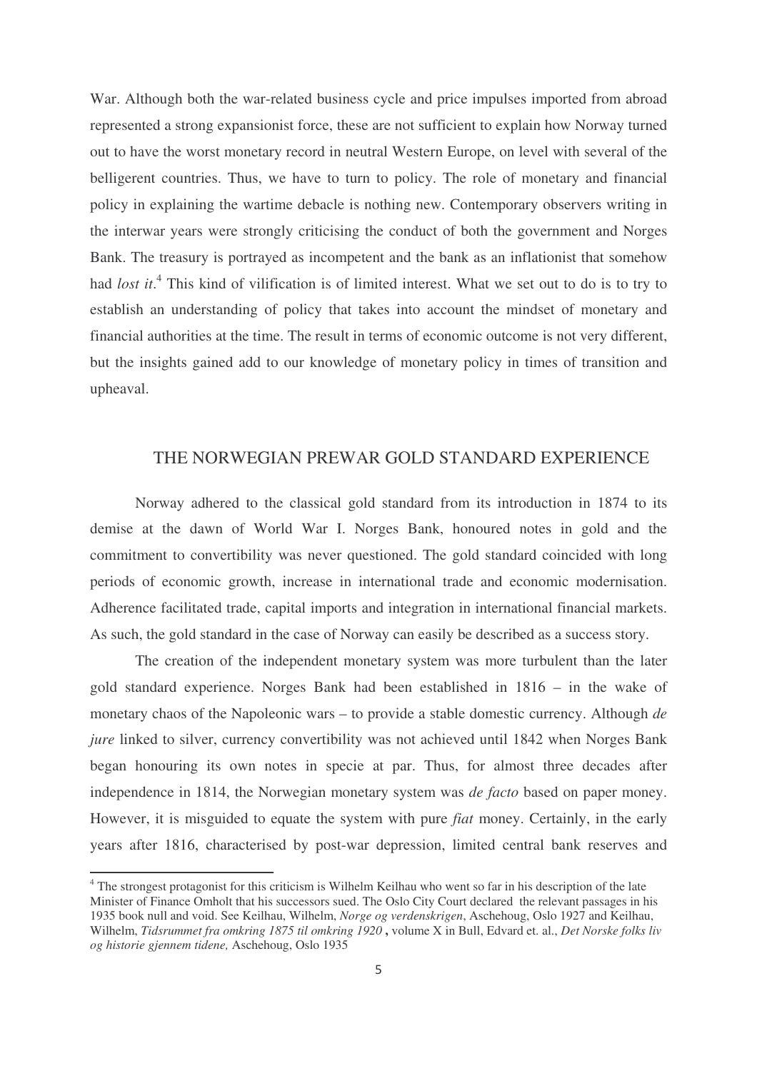War. Although both the war-related business cycle and price impulses imported from abroad represented a strong expansionist force, these are not sufficient to explain how Norway turned out to have the worst monetary record in neutral Western Europe, on level with several of the belligerent countries. Thus, we have to turn to policy. The role of monetary and financial policy in explaining the wartime debacle is nothing new. Contemporary observers writing in the interwar years were strongly criticising the conduct of both the government and Norges Bank. The treasury is portrayed as incompetent and the bank as an inflationist that somehow had *lost it*.[4] This kind of vilification is of limited interest. What we set out to do is to try to establish an understanding of policy that takes into account the mindset of monetary and financial authorities at the time. The result in terms of economic outcome is not very different, but the insights gained add to our knowledge of monetary policy in times of transition and upheaval.

## THE NORWEGIAN PREWAR GOLD STANDARD EXPERIENCE

Norway adhered to the classical gold standard from its introduction in 1874 to its demise at the dawn of World War I. Norges Bank, honoured notes in gold and the commitment to convertibility was never questioned. The gold standard coincided with long periods of economic growth, increase in international trade and economic modernisation. Adherence facilitated trade, capital imports and integration in international financial markets. As such, the gold standard in the case of Norway can easily be described as a success story.

The creation of the independent monetary system was more turbulent than the later gold standard experience. Norges Bank had been established in 1816 – in the wake of monetary chaos of the Napoleonic wars – to provide a stable domestic currency. Although *de jure* linked to silver, currency convertibility was not achieved until 1842 when Norges Bank began honouring its own notes in specie at par. Thus, for almost three decades after independence in 1814, the Norwegian monetary system was *de facto* based on paper money. However, it is misguided to equate the system with pure *fiat* money. Certainly, in the early years after 1816, characterised by post-war depression, limited central bank reserves and

---

[4] The strongest protagonist for this criticism is Wilhelm Keilhau who went so far in his description of the late Minister of Finance Omholt that his successors sued. The Oslo City Court declared the relevant passages in his 1935 book null and void. See Keilhau, Wilhelm, *Norge og verdenskrigen*, Aschehoug, Oslo 1927 and Keilhau, Wilhelm, *Tidsrummet fra omkring 1875 til omkring 1920* **,** volume X in Bull, Edvard et. al., *Det Norske folks liv og historie gjennem tidene,* Aschehoug, Oslo 1935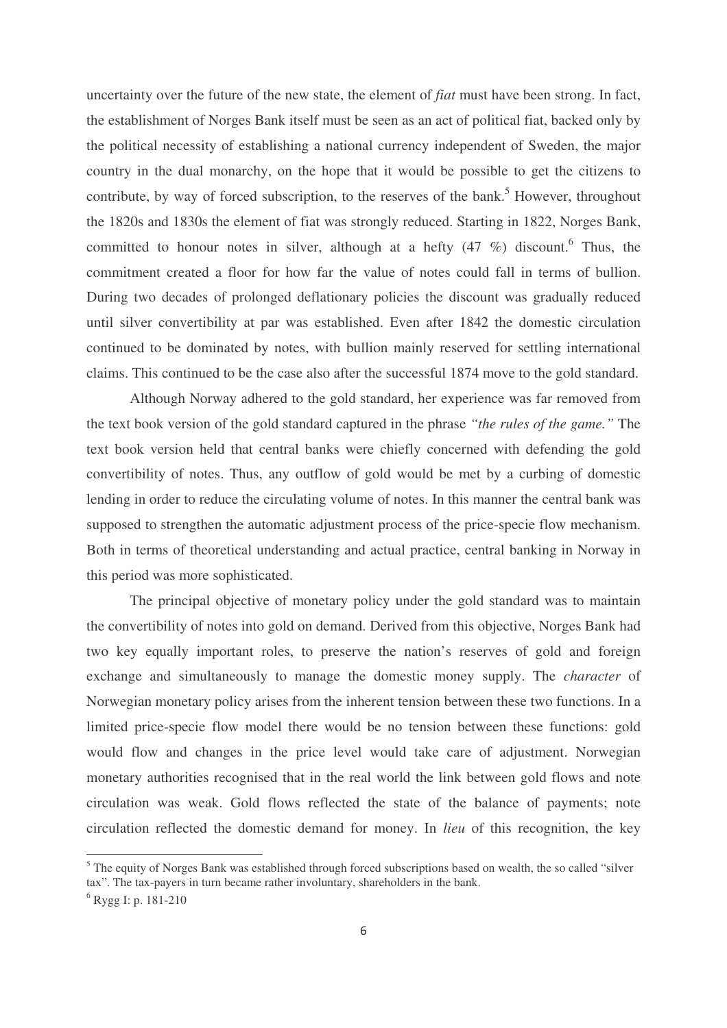uncertainty over the future of the new state, the element of *fiat* must have been strong. In fact, the establishment of Norges Bank itself must be seen as an act of political fiat, backed only by the political necessity of establishing a national currency independent of Sweden, the major country in the dual monarchy, on the hope that it would be possible to get the citizens to contribute, by way of forced subscription, to the reserves of the bank.[5] However, throughout the 1820s and 1830s the element of fiat was strongly reduced. Starting in 1822, Norges Bank, committed to honour notes in silver, although at a hefty (47 %) discount.[6] Thus, the commitment created a floor for how far the value of notes could fall in terms of bullion. During two decades of prolonged deflationary policies the discount was gradually reduced until silver convertibility at par was established. Even after 1842 the domestic circulation continued to be dominated by notes, with bullion mainly reserved for settling international claims. This continued to be the case also after the successful 1874 move to the gold standard.

Although Norway adhered to the gold standard, her experience was far removed from the text book version of the gold standard captured in the phrase *"the rules of the game."* The text book version held that central banks were chiefly concerned with defending the gold convertibility of notes. Thus, any outflow of gold would be met by a curbing of domestic lending in order to reduce the circulating volume of notes. In this manner the central bank was supposed to strengthen the automatic adjustment process of the price-specie flow mechanism. Both in terms of theoretical understanding and actual practice, central banking in Norway in this period was more sophisticated.

The principal objective of monetary policy under the gold standard was to maintain the convertibility of notes into gold on demand. Derived from this objective, Norges Bank had two key equally important roles, to preserve the nation's reserves of gold and foreign exchange and simultaneously to manage the domestic money supply. The *character* of Norwegian monetary policy arises from the inherent tension between these two functions. In a limited price-specie flow model there would be no tension between these functions: gold would flow and changes in the price level would take care of adjustment. Norwegian monetary authorities recognised that in the real world the link between gold flows and note circulation was weak. Gold flows reflected the state of the balance of payments; note circulation reflected the domestic demand for money. In *lieu* of this recognition, the key

[5] The equity of Norges Bank was established through forced subscriptions based on wealth, the so called "silver tax". The tax-payers in turn became rather involuntary, shareholders in the bank.

[6] Rygg I: p. 181-210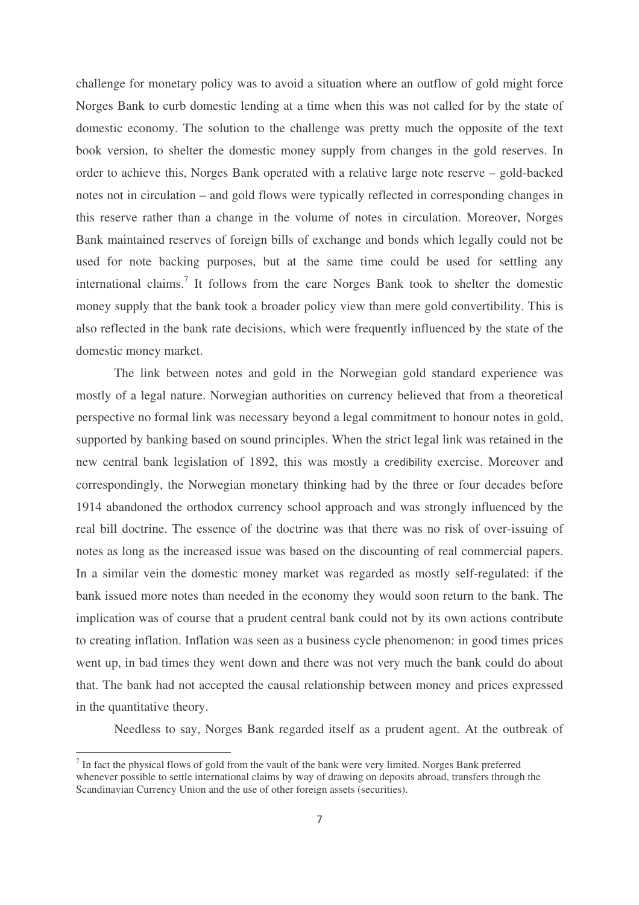challenge for monetary policy was to avoid a situation where an outflow of gold might force Norges Bank to curb domestic lending at a time when this was not called for by the state of domestic economy. The solution to the challenge was pretty much the opposite of the text book version, to shelter the domestic money supply from changes in the gold reserves. In order to achieve this, Norges Bank operated with a relative large note reserve – gold-backed notes not in circulation – and gold flows were typically reflected in corresponding changes in this reserve rather than a change in the volume of notes in circulation. Moreover, Norges Bank maintained reserves of foreign bills of exchange and bonds which legally could not be used for note backing purposes, but at the same time could be used for settling any international claims.[7] It follows from the care Norges Bank took to shelter the domestic money supply that the bank took a broader policy view than mere gold convertibility. This is also reflected in the bank rate decisions, which were frequently influenced by the state of the domestic money market.

The link between notes and gold in the Norwegian gold standard experience was mostly of a legal nature. Norwegian authorities on currency believed that from a theoretical perspective no formal link was necessary beyond a legal commitment to honour notes in gold, supported by banking based on sound principles. When the strict legal link was retained in the new central bank legislation of 1892, this was mostly a credibility exercise. Moreover and correspondingly, the Norwegian monetary thinking had by the three or four decades before 1914 abandoned the orthodox currency school approach and was strongly influenced by the real bill doctrine. The essence of the doctrine was that there was no risk of over-issuing of notes as long as the increased issue was based on the discounting of real commercial papers. In a similar vein the domestic money market was regarded as mostly self-regulated: if the bank issued more notes than needed in the economy they would soon return to the bank. The implication was of course that a prudent central bank could not by its own actions contribute to creating inflation. Inflation was seen as a business cycle phenomenon: in good times prices went up, in bad times they went down and there was not very much the bank could do about that. The bank had not accepted the causal relationship between money and prices expressed in the quantitative theory.

Needless to say, Norges Bank regarded itself as a prudent agent. At the outbreak of

[7] In fact the physical flows of gold from the vault of the bank were very limited. Norges Bank preferred whenever possible to settle international claims by way of drawing on deposits abroad, transfers through the Scandinavian Currency Union and the use of other foreign assets (securities).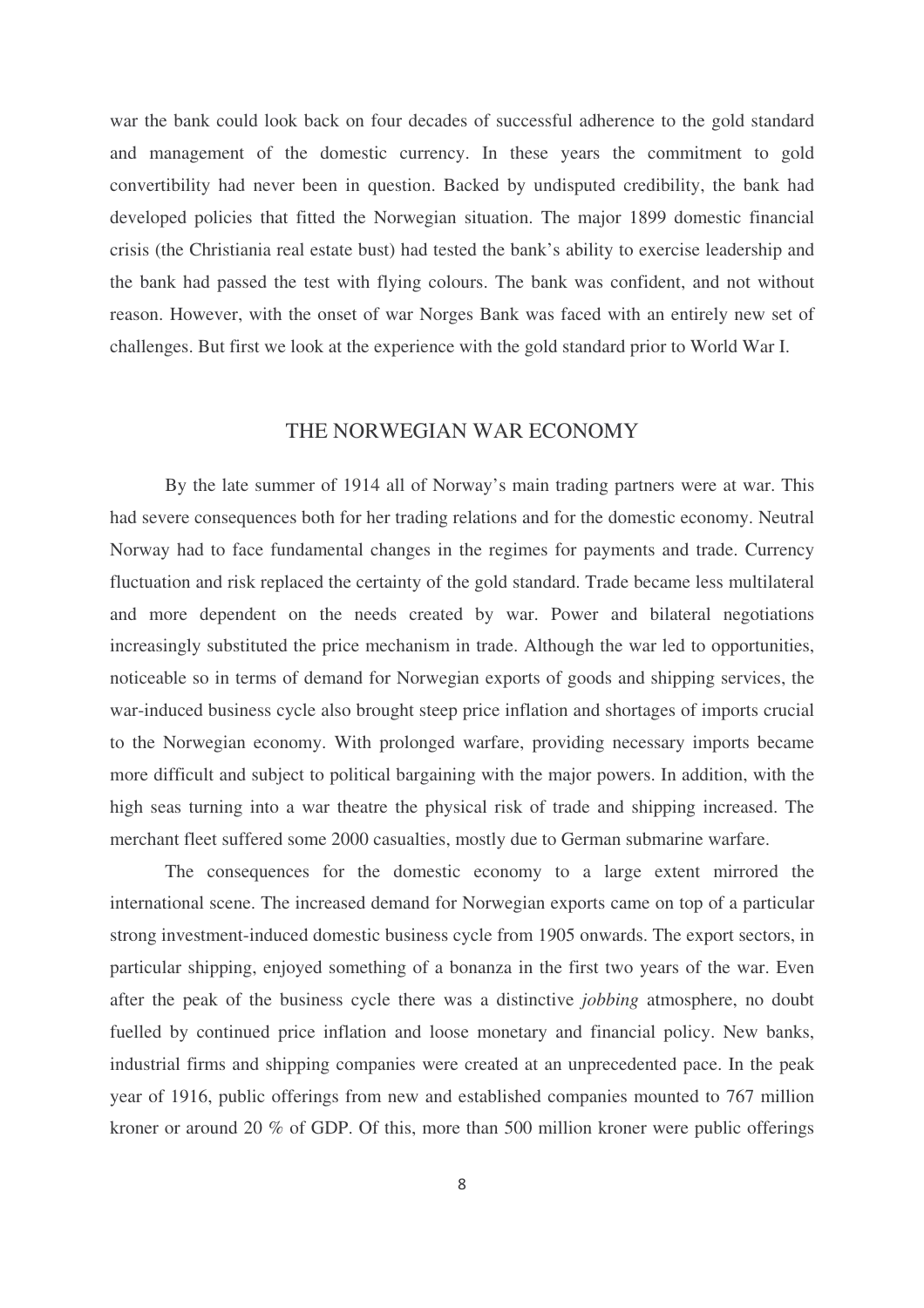war the bank could look back on four decades of successful adherence to the gold standard and management of the domestic currency. In these years the commitment to gold convertibility had never been in question. Backed by undisputed credibility, the bank had developed policies that fitted the Norwegian situation. The major 1899 domestic financial crisis (the Christiania real estate bust) had tested the bank's ability to exercise leadership and the bank had passed the test with flying colours. The bank was confident, and not without reason. However, with the onset of war Norges Bank was faced with an entirely new set of challenges. But first we look at the experience with the gold standard prior to World War I.

## THE NORWEGIAN WAR ECONOMY

By the late summer of 1914 all of Norway's main trading partners were at war. This had severe consequences both for her trading relations and for the domestic economy. Neutral Norway had to face fundamental changes in the regimes for payments and trade. Currency fluctuation and risk replaced the certainty of the gold standard. Trade became less multilateral and more dependent on the needs created by war. Power and bilateral negotiations increasingly substituted the price mechanism in trade. Although the war led to opportunities, noticeable so in terms of demand for Norwegian exports of goods and shipping services, the war-induced business cycle also brought steep price inflation and shortages of imports crucial to the Norwegian economy. With prolonged warfare, providing necessary imports became more difficult and subject to political bargaining with the major powers. In addition, with the high seas turning into a war theatre the physical risk of trade and shipping increased. The merchant fleet suffered some 2000 casualties, mostly due to German submarine warfare.

The consequences for the domestic economy to a large extent mirrored the international scene. The increased demand for Norwegian exports came on top of a particular strong investment-induced domestic business cycle from 1905 onwards. The export sectors, in particular shipping, enjoyed something of a bonanza in the first two years of the war. Even after the peak of the business cycle there was a distinctive *jobbing* atmosphere, no doubt fuelled by continued price inflation and loose monetary and financial policy. New banks, industrial firms and shipping companies were created at an unprecedented pace. In the peak year of 1916, public offerings from new and established companies mounted to 767 million kroner or around 20 % of GDP. Of this, more than 500 million kroner were public offerings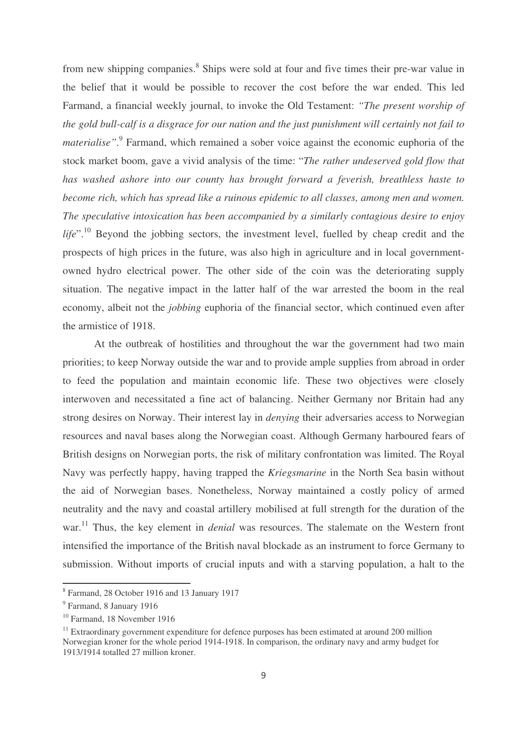from new shipping companies.[8] Ships were sold at four and five times their pre-war value in the belief that it would be possible to recover the cost before the war ended. This led Farmand, a financial weekly journal, to invoke the Old Testament: *"The present worship of the gold bull-calf is a disgrace for our nation and the just punishment will certainly not fail to materialise"*.[9] Farmand, which remained a sober voice against the economic euphoria of the stock market boom, gave a vivid analysis of the time: "*The rather undeserved gold flow that has washed ashore into our county has brought forward a feverish, breathless haste to become rich, which has spread like a ruinous epidemic to all classes, among men and women. The speculative intoxication has been accompanied by a similarly contagious desire to enjoy life*".[10] Beyond the jobbing sectors, the investment level, fuelled by cheap credit and the prospects of high prices in the future, was also high in agriculture and in local government-owned hydro electrical power. The other side of the coin was the deteriorating supply situation. The negative impact in the latter half of the war arrested the boom in the real economy, albeit not the *jobbing* euphoria of the financial sector, which continued even after the armistice of 1918.

At the outbreak of hostilities and throughout the war the government had two main priorities; to keep Norway outside the war and to provide ample supplies from abroad in order to feed the population and maintain economic life. These two objectives were closely interwoven and necessitated a fine act of balancing. Neither Germany nor Britain had any strong desires on Norway. Their interest lay in *denying* their adversaries access to Norwegian resources and naval bases along the Norwegian coast. Although Germany harboured fears of British designs on Norwegian ports, the risk of military confrontation was limited. The Royal Navy was perfectly happy, having trapped the *Kriegsmarine* in the North Sea basin without the aid of Norwegian bases. Nonetheless, Norway maintained a costly policy of armed neutrality and the navy and coastal artillery mobilised at full strength for the duration of the war.[11] Thus, the key element in *denial* was resources. The stalemate on the Western front intensified the importance of the British naval blockade as an instrument to force Germany to submission. Without imports of crucial inputs and with a starving population, a halt to the

---

[8] Farmand, 28 October 1916 and 13 January 1917

[9] Farmand, 8 January 1916

[10] Farmand, 18 November 1916

[11] Extraordinary government expenditure for defence purposes has been estimated at around 200 million Norwegian kroner for the whole period 1914-1918. In comparison, the ordinary navy and army budget for 1913/1914 totalled 27 million kroner.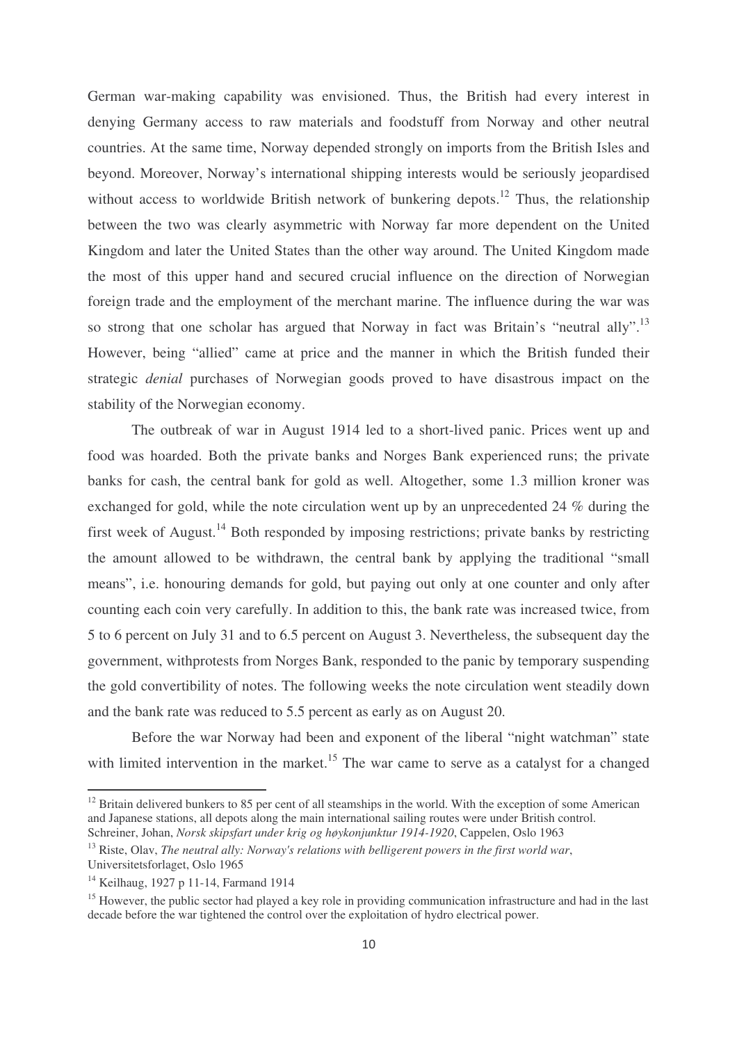German war-making capability was envisioned. Thus, the British had every interest in denying Germany access to raw materials and foodstuff from Norway and other neutral countries. At the same time, Norway depended strongly on imports from the British Isles and beyond. Moreover, Norway's international shipping interests would be seriously jeopardised without access to worldwide British network of bunkering depots.[12] Thus, the relationship between the two was clearly asymmetric with Norway far more dependent on the United Kingdom and later the United States than the other way around. The United Kingdom made the most of this upper hand and secured crucial influence on the direction of Norwegian foreign trade and the employment of the merchant marine. The influence during the war was so strong that one scholar has argued that Norway in fact was Britain's "neutral ally".[13] However, being "allied" came at price and the manner in which the British funded their strategic *denial* purchases of Norwegian goods proved to have disastrous impact on the stability of the Norwegian economy.

The outbreak of war in August 1914 led to a short-lived panic. Prices went up and food was hoarded. Both the private banks and Norges Bank experienced runs; the private banks for cash, the central bank for gold as well. Altogether, some 1.3 million kroner was exchanged for gold, while the note circulation went up by an unprecedented 24 % during the first week of August.[14] Both responded by imposing restrictions; private banks by restricting the amount allowed to be withdrawn, the central bank by applying the traditional "small means", i.e. honouring demands for gold, but paying out only at one counter and only after counting each coin very carefully. In addition to this, the bank rate was increased twice, from 5 to 6 percent on July 31 and to 6.5 percent on August 3. Nevertheless, the subsequent day the government, withprotests from Norges Bank, responded to the panic by temporary suspending the gold convertibility of notes. The following weeks the note circulation went steadily down and the bank rate was reduced to 5.5 percent as early as on August 20.

Before the war Norway had been and exponent of the liberal "night watchman" state with limited intervention in the market.[15] The war came to serve as a catalyst for a changed

---

[12] Britain delivered bunkers to 85 per cent of all steamships in the world. With the exception of some American and Japanese stations, all depots along the main international sailing routes were under British control. Schreiner, Johan, *Norsk skipsfart under krig og høykonjunktur 1914-1920*, Cappelen, Oslo 1963

[13] Riste, Olav, *The neutral ally: Norway's relations with belligerent powers in the first world war*, Universitetsforlaget, Oslo 1965

[14] Keilhaug, 1927 p 11-14, Farmand 1914

[15] However, the public sector had played a key role in providing communication infrastructure and had in the last decade before the war tightened the control over the exploitation of hydro electrical power.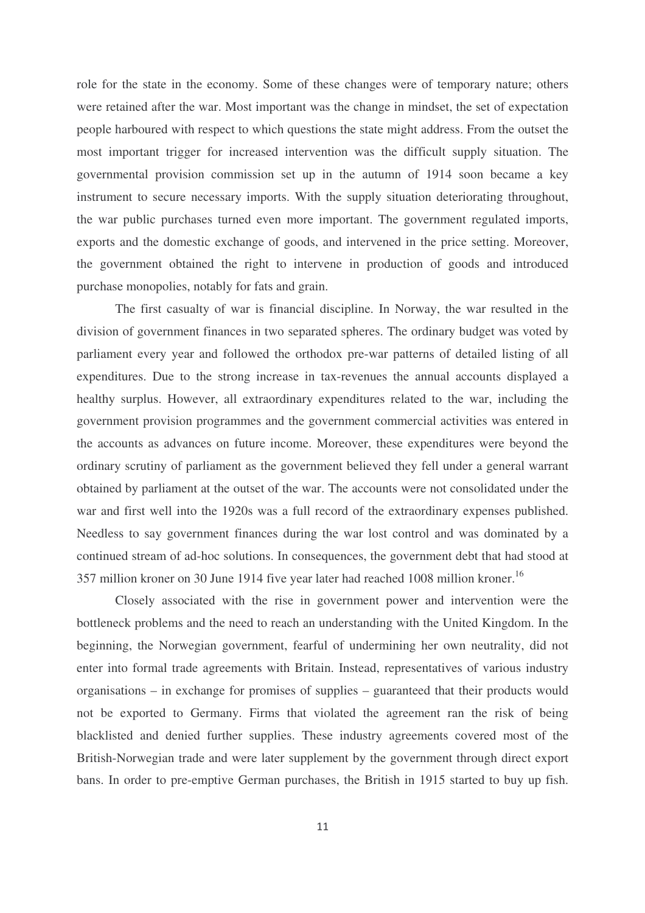role for the state in the economy. Some of these changes were of temporary nature; others were retained after the war. Most important was the change in mindset, the set of expectation people harboured with respect to which questions the state might address. From the outset the most important trigger for increased intervention was the difficult supply situation. The governmental provision commission set up in the autumn of 1914 soon became a key instrument to secure necessary imports. With the supply situation deteriorating throughout, the war public purchases turned even more important. The government regulated imports, exports and the domestic exchange of goods, and intervened in the price setting. Moreover, the government obtained the right to intervene in production of goods and introduced purchase monopolies, notably for fats and grain.

The first casualty of war is financial discipline. In Norway, the war resulted in the division of government finances in two separated spheres. The ordinary budget was voted by parliament every year and followed the orthodox pre-war patterns of detailed listing of all expenditures. Due to the strong increase in tax-revenues the annual accounts displayed a healthy surplus. However, all extraordinary expenditures related to the war, including the government provision programmes and the government commercial activities was entered in the accounts as advances on future income. Moreover, these expenditures were beyond the ordinary scrutiny of parliament as the government believed they fell under a general warrant obtained by parliament at the outset of the war. The accounts were not consolidated under the war and first well into the 1920s was a full record of the extraordinary expenses published. Needless to say government finances during the war lost control and was dominated by a continued stream of ad-hoc solutions. In consequences, the government debt that had stood at 357 million kroner on 30 June 1914 five year later had reached 1008 million kroner.[16]

Closely associated with the rise in government power and intervention were the bottleneck problems and the need to reach an understanding with the United Kingdom. In the beginning, the Norwegian government, fearful of undermining her own neutrality, did not enter into formal trade agreements with Britain. Instead, representatives of various industry organisations – in exchange for promises of supplies – guaranteed that their products would not be exported to Germany. Firms that violated the agreement ran the risk of being blacklisted and denied further supplies. These industry agreements covered most of the British-Norwegian trade and were later supplement by the government through direct export bans. In order to pre-emptive German purchases, the British in 1915 started to buy up fish.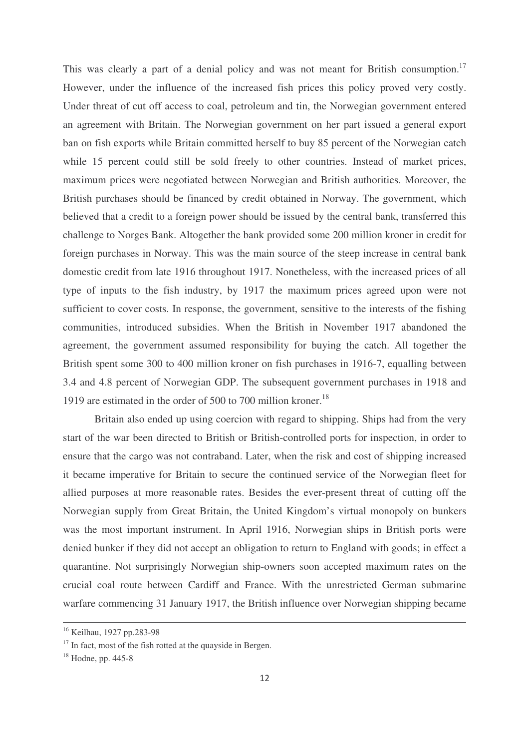This was clearly a part of a denial policy and was not meant for British consumption.[17] However, under the influence of the increased fish prices this policy proved very costly. Under threat of cut off access to coal, petroleum and tin, the Norwegian government entered an agreement with Britain. The Norwegian government on her part issued a general export ban on fish exports while Britain committed herself to buy 85 percent of the Norwegian catch while 15 percent could still be sold freely to other countries. Instead of market prices, maximum prices were negotiated between Norwegian and British authorities. Moreover, the British purchases should be financed by credit obtained in Norway. The government, which believed that a credit to a foreign power should be issued by the central bank, transferred this challenge to Norges Bank. Altogether the bank provided some 200 million kroner in credit for foreign purchases in Norway. This was the main source of the steep increase in central bank domestic credit from late 1916 throughout 1917. Nonetheless, with the increased prices of all type of inputs to the fish industry, by 1917 the maximum prices agreed upon were not sufficient to cover costs. In response, the government, sensitive to the interests of the fishing communities, introduced subsidies. When the British in November 1917 abandoned the agreement, the government assumed responsibility for buying the catch. All together the British spent some 300 to 400 million kroner on fish purchases in 1916-7, equalling between 3.4 and 4.8 percent of Norwegian GDP. The subsequent government purchases in 1918 and 1919 are estimated in the order of 500 to 700 million kroner.[18]

Britain also ended up using coercion with regard to shipping. Ships had from the very start of the war been directed to British or British-controlled ports for inspection, in order to ensure that the cargo was not contraband. Later, when the risk and cost of shipping increased it became imperative for Britain to secure the continued service of the Norwegian fleet for allied purposes at more reasonable rates. Besides the ever-present threat of cutting off the Norwegian supply from Great Britain, the United Kingdom's virtual monopoly on bunkers was the most important instrument. In April 1916, Norwegian ships in British ports were denied bunker if they did not accept an obligation to return to England with goods; in effect a quarantine. Not surprisingly Norwegian ship-owners soon accepted maximum rates on the crucial coal route between Cardiff and France. With the unrestricted German submarine warfare commencing 31 January 1917, the British influence over Norwegian shipping became

---

[16] Keilhau, 1927 pp.283-98

[17] In fact, most of the fish rotted at the quayside in Bergen.

[18] Hodne, pp. 445-8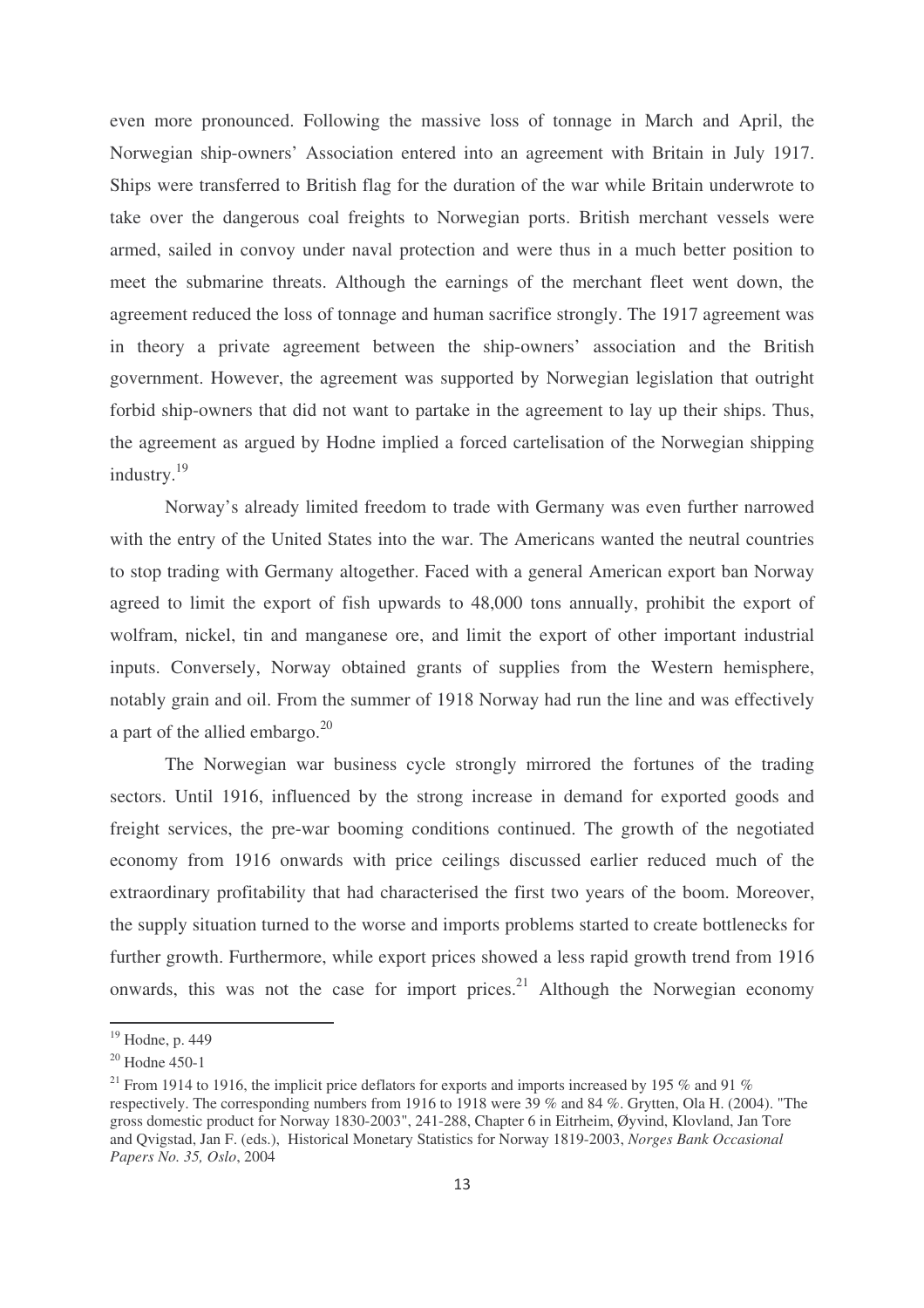even more pronounced. Following the massive loss of tonnage in March and April, the Norwegian ship-owners' Association entered into an agreement with Britain in July 1917. Ships were transferred to British flag for the duration of the war while Britain underwrote to take over the dangerous coal freights to Norwegian ports. British merchant vessels were armed, sailed in convoy under naval protection and were thus in a much better position to meet the submarine threats. Although the earnings of the merchant fleet went down, the agreement reduced the loss of tonnage and human sacrifice strongly. The 1917 agreement was in theory a private agreement between the ship-owners' association and the British government. However, the agreement was supported by Norwegian legislation that outright forbid ship-owners that did not want to partake in the agreement to lay up their ships. Thus, the agreement as argued by Hodne implied a forced cartelisation of the Norwegian shipping industry.[19]

Norway's already limited freedom to trade with Germany was even further narrowed with the entry of the United States into the war. The Americans wanted the neutral countries to stop trading with Germany altogether. Faced with a general American export ban Norway agreed to limit the export of fish upwards to 48,000 tons annually, prohibit the export of wolfram, nickel, tin and manganese ore, and limit the export of other important industrial inputs. Conversely, Norway obtained grants of supplies from the Western hemisphere, notably grain and oil. From the summer of 1918 Norway had run the line and was effectively a part of the allied embargo.[20]

The Norwegian war business cycle strongly mirrored the fortunes of the trading sectors. Until 1916, influenced by the strong increase in demand for exported goods and freight services, the pre-war booming conditions continued. The growth of the negotiated economy from 1916 onwards with price ceilings discussed earlier reduced much of the extraordinary profitability that had characterised the first two years of the boom. Moreover, the supply situation turned to the worse and imports problems started to create bottlenecks for further growth. Furthermore, while export prices showed a less rapid growth trend from 1916 onwards, this was not the case for import prices.[21] Although the Norwegian economy

---

[19] Hodne, p. 449

[20] Hodne 450-1

[21] From 1914 to 1916, the implicit price deflators for exports and imports increased by 195 % and 91 % respectively. The corresponding numbers from 1916 to 1918 were 39 % and 84 %. Grytten, Ola H. (2004). "The gross domestic product for Norway 1830-2003", 241-288, Chapter 6 in Eitrheim, Øyvind, Klovland, Jan Tore and Qvigstad, Jan F. (eds.), Historical Monetary Statistics for Norway 1819-2003, *Norges Bank Occasional Papers No. 35, Oslo*, 2004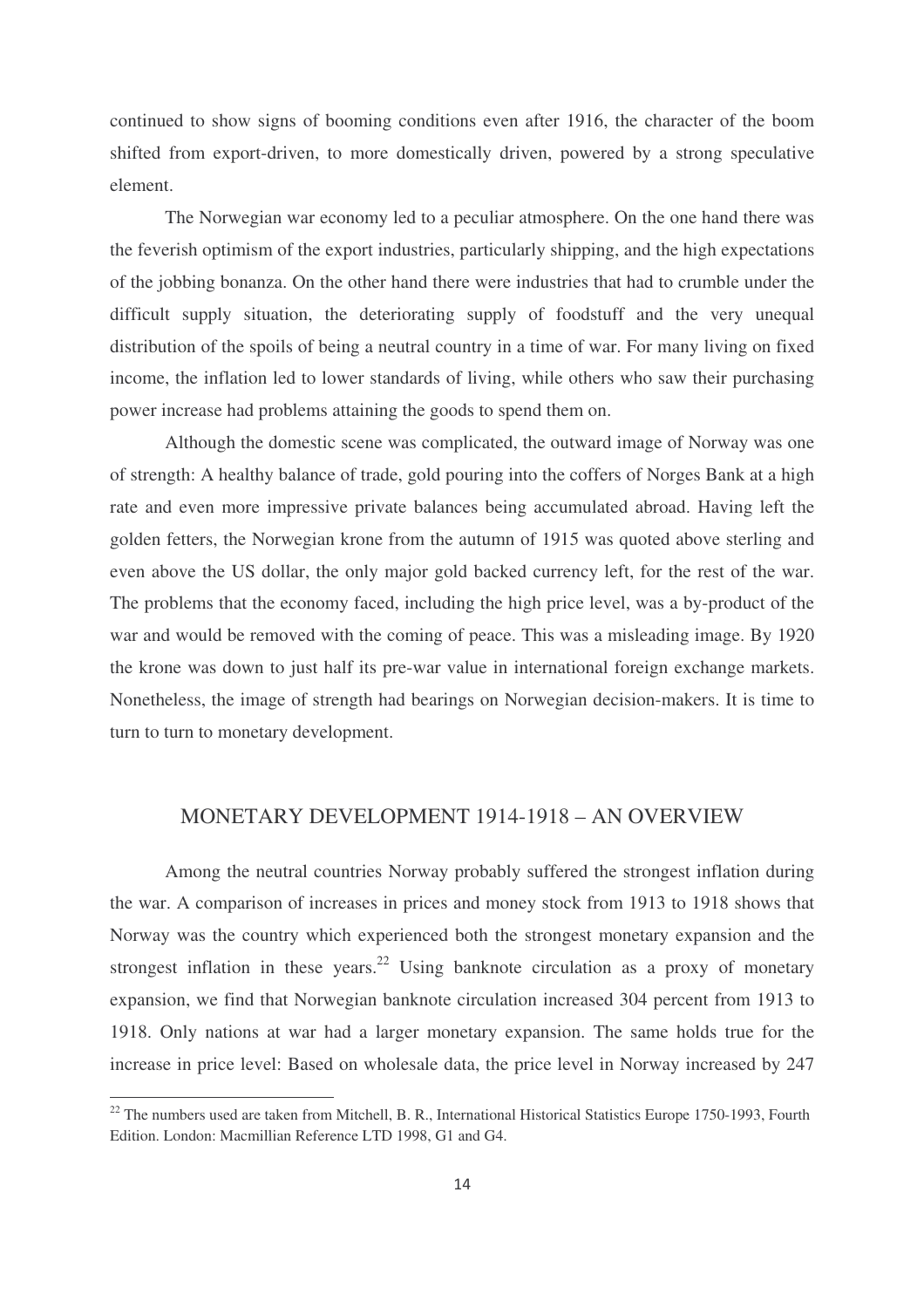continued to show signs of booming conditions even after 1916, the character of the boom shifted from export-driven, to more domestically driven, powered by a strong speculative element.

The Norwegian war economy led to a peculiar atmosphere. On the one hand there was the feverish optimism of the export industries, particularly shipping, and the high expectations of the jobbing bonanza. On the other hand there were industries that had to crumble under the difficult supply situation, the deteriorating supply of foodstuff and the very unequal distribution of the spoils of being a neutral country in a time of war. For many living on fixed income, the inflation led to lower standards of living, while others who saw their purchasing power increase had problems attaining the goods to spend them on.

Although the domestic scene was complicated, the outward image of Norway was one of strength: A healthy balance of trade, gold pouring into the coffers of Norges Bank at a high rate and even more impressive private balances being accumulated abroad. Having left the golden fetters, the Norwegian krone from the autumn of 1915 was quoted above sterling and even above the US dollar, the only major gold backed currency left, for the rest of the war. The problems that the economy faced, including the high price level, was a by-product of the war and would be removed with the coming of peace. This was a misleading image. By 1920 the krone was down to just half its pre-war value in international foreign exchange markets. Nonetheless, the image of strength had bearings on Norwegian decision-makers. It is time to turn to turn to monetary development.

## MONETARY DEVELOPMENT 1914-1918 – AN OVERVIEW

Among the neutral countries Norway probably suffered the strongest inflation during the war. A comparison of increases in prices and money stock from 1913 to 1918 shows that Norway was the country which experienced both the strongest monetary expansion and the strongest inflation in these years.[22] Using banknote circulation as a proxy of monetary expansion, we find that Norwegian banknote circulation increased 304 percent from 1913 to 1918. Only nations at war had a larger monetary expansion. The same holds true for the increase in price level: Based on wholesale data, the price level in Norway increased by 247

[22] The numbers used are taken from Mitchell, B. R., International Historical Statistics Europe 1750-1993, Fourth Edition. London: Macmillian Reference LTD 1998, G1 and G4.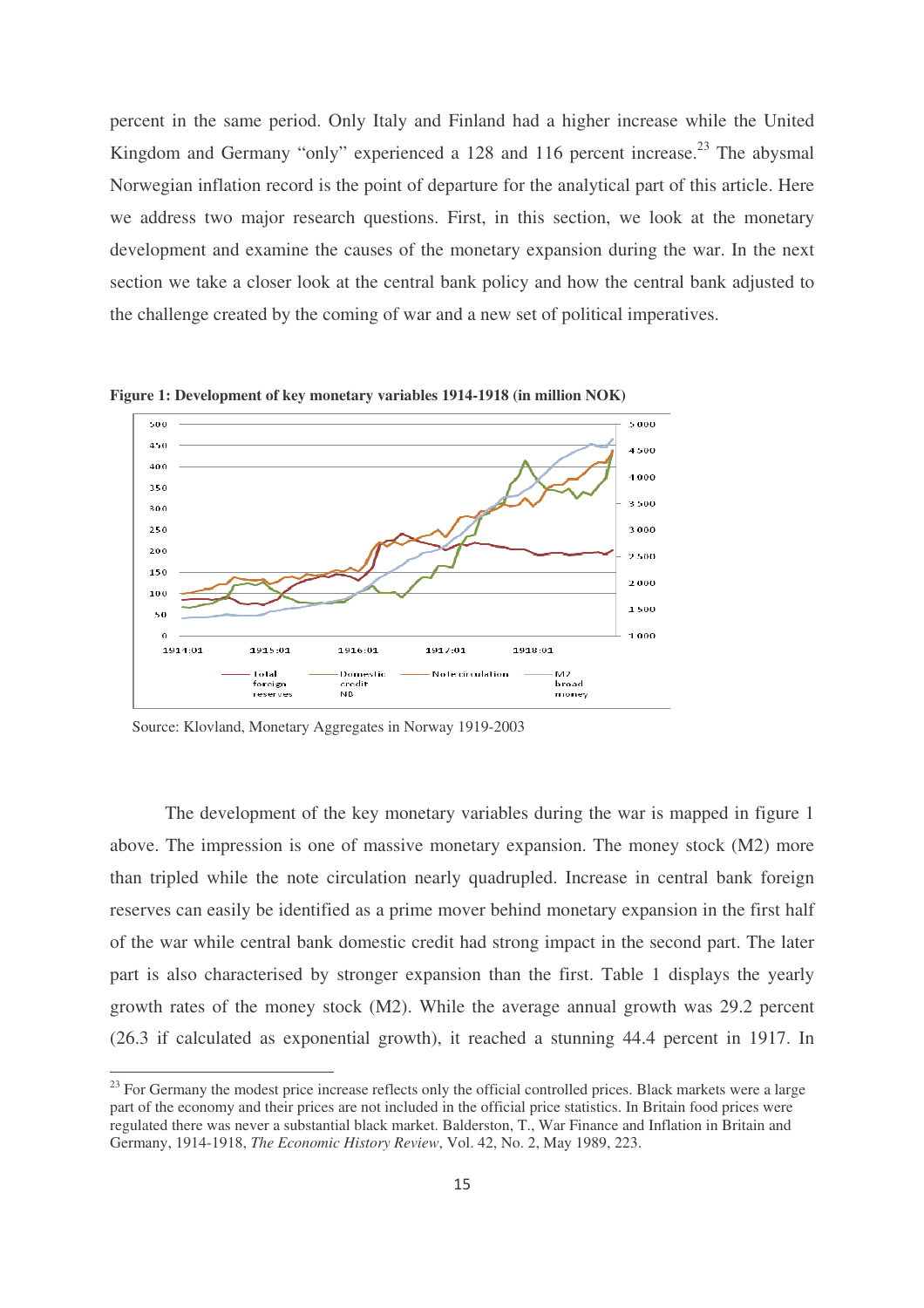percent in the same period. Only Italy and Finland had a higher increase while the United Kingdom and Germany "only" experienced a 128 and 116 percent increase.[23] The abysmal Norwegian inflation record is the point of departure for the analytical part of this article. Here we address two major research questions. First, in this section, we look at the monetary development and examine the causes of the monetary expansion during the war. In the next section we take a closer look at the central bank policy and how the central bank adjusted to the challenge created by the coming of war and a new set of political imperatives.

**Figure 1: Development of key monetary variables 1914-1918 (in million NOK)**

Source: Klovland, Monetary Aggregates in Norway 1919-2003

The development of the key monetary variables during the war is mapped in figure 1 above. The impression is one of massive monetary expansion. The money stock (M2) more than tripled while the note circulation nearly quadrupled. Increase in central bank foreign reserves can easily be identified as a prime mover behind monetary expansion in the first half of the war while central bank domestic credit had strong impact in the second part. The later part is also characterised by stronger expansion than the first. Table 1 displays the yearly growth rates of the money stock (M2). While the average annual growth was 29.2 percent (26.3 if calculated as exponential growth), it reached a stunning 44.4 percent in 1917. In

[23] For Germany the modest price increase reflects only the official controlled prices. Black markets were a large part of the economy and their prices are not included in the official price statistics. In Britain food prices were regulated there was never a substantial black market. Balderston, T., War Finance and Inflation in Britain and Germany, 1914-1918, *The Economic History Review*, Vol. 42, No. 2, May 1989, 223.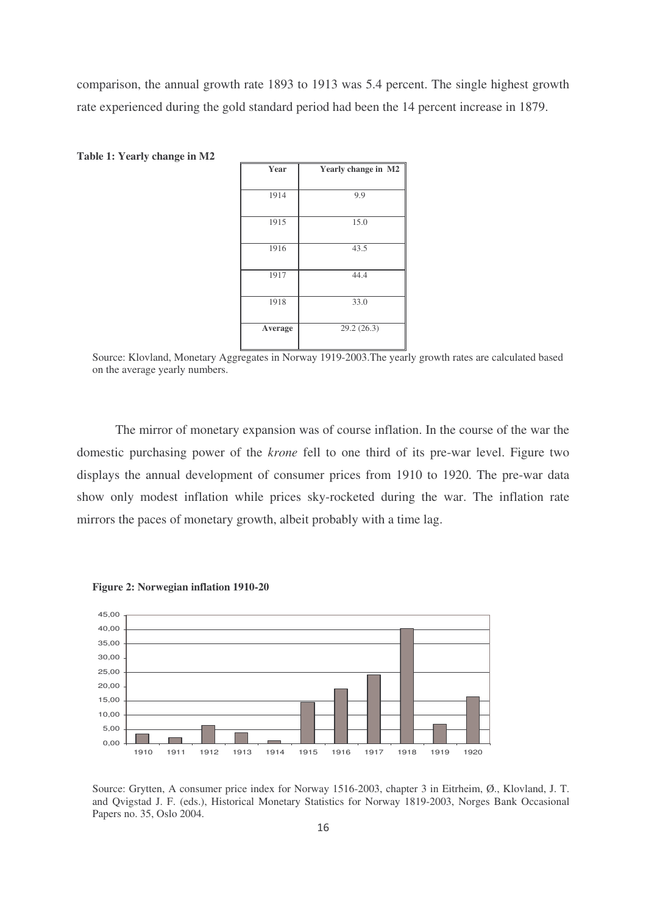comparison, the annual growth rate 1893 to 1913 was 5.4 percent. The single highest growth rate experienced during the gold standard period had been the 14 percent increase in 1879.

**Table 1: Yearly change in M2**

| Year | Yearly change in M2 |
|---|---|
| 1914 | 9.9 |
| 1915 | 15.0 |
| 1916 | 43.5 |
| 1917 | 44.4 |
| 1918 | 33.0 |
| **Average** | 29.2 (26.3) |

Source: Klovland, Monetary Aggregates in Norway 1919-2003.The yearly growth rates are calculated based on the average yearly numbers.

The mirror of monetary expansion was of course inflation. In the course of the war the domestic purchasing power of the *krone* fell to one third of its pre-war level. Figure two displays the annual development of consumer prices from 1910 to 1920. The pre-war data show only modest inflation while prices sky-rocketed during the war. The inflation rate mirrors the paces of monetary growth, albeit probably with a time lag.

**Figure 2: Norwegian inflation 1910-20**

Source: Grytten, A consumer price index for Norway 1516-2003, chapter 3 in Eitrheim, Ø., Klovland, J. T. and Qvigstad J. F. (eds.), Historical Monetary Statistics for Norway 1819-2003, Norges Bank Occasional Papers no. 35, Oslo 2004.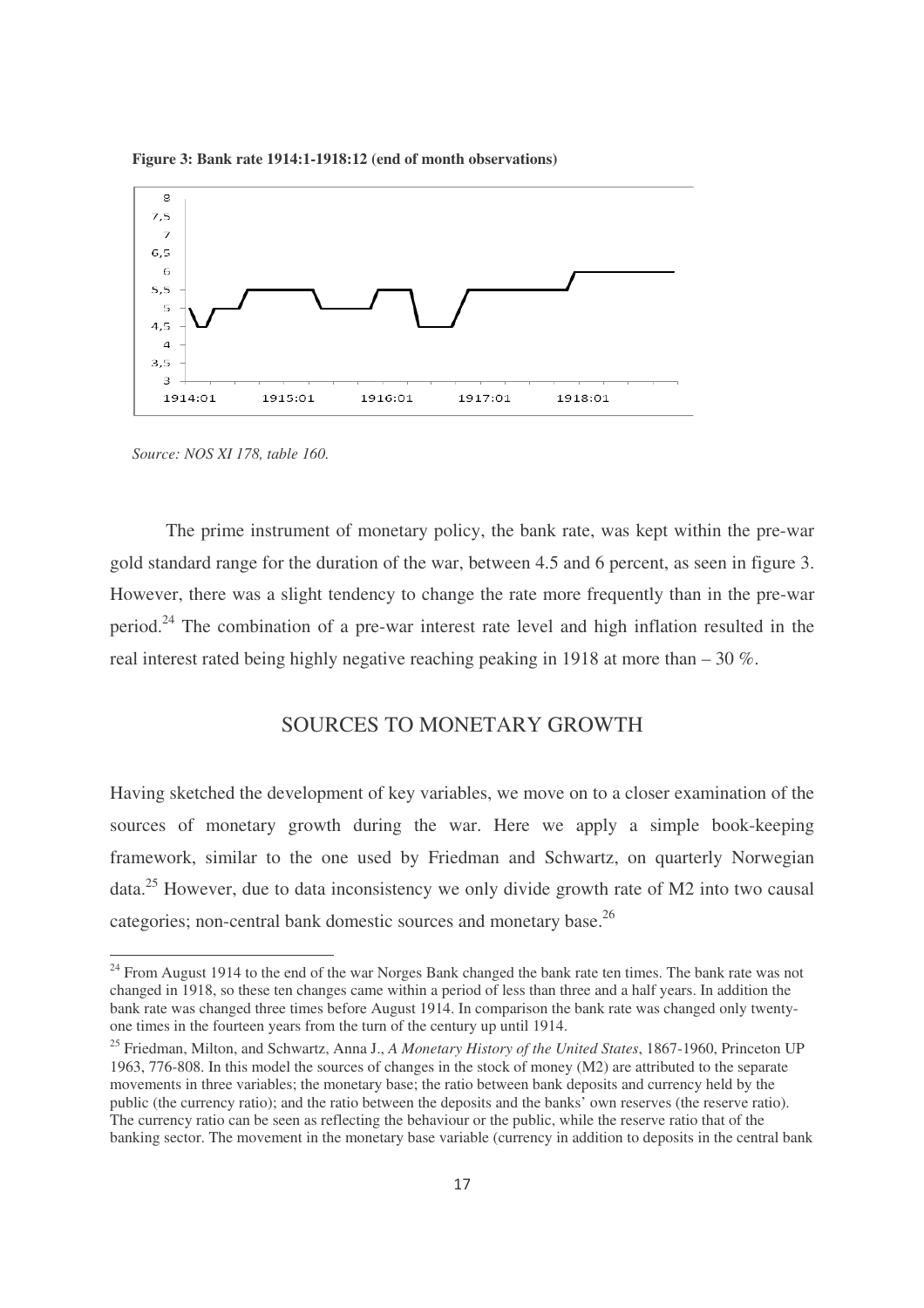**Figure 3: Bank rate 1914:1-1918:12 (end of month observations)**

*Source: NOS XI 178, table 160.*

The prime instrument of monetary policy, the bank rate, was kept within the pre-war gold standard range for the duration of the war, between 4.5 and 6 percent, as seen in figure 3. However, there was a slight tendency to change the rate more frequently than in the pre-war period.[24] The combination of a pre-war interest rate level and high inflation resulted in the real interest rated being highly negative reaching peaking in 1918 at more than – 30 %.

## SOURCES TO MONETARY GROWTH

Having sketched the development of key variables, we move on to a closer examination of the sources of monetary growth during the war. Here we apply a simple book-keeping framework, similar to the one used by Friedman and Schwartz, on quarterly Norwegian data.[25] However, due to data inconsistency we only divide growth rate of M2 into two causal categories; non-central bank domestic sources and monetary base.[26]

---

[24] From August 1914 to the end of the war Norges Bank changed the bank rate ten times. The bank rate was not changed in 1918, so these ten changes came within a period of less than three and a half years. In addition the bank rate was changed three times before August 1914. In comparison the bank rate was changed only twenty-one times in the fourteen years from the turn of the century up until 1914.

[25] Friedman, Milton, and Schwartz, Anna J., *A Monetary History of the United States*, 1867-1960, Princeton UP 1963, 776-808. In this model the sources of changes in the stock of money (M2) are attributed to the separate movements in three variables; the monetary base; the ratio between bank deposits and currency held by the public (the currency ratio); and the ratio between the deposits and the banks' own reserves (the reserve ratio). The currency ratio can be seen as reflecting the behaviour or the public, while the reserve ratio that of the banking sector. The movement in the monetary base variable (currency in addition to deposits in the central bank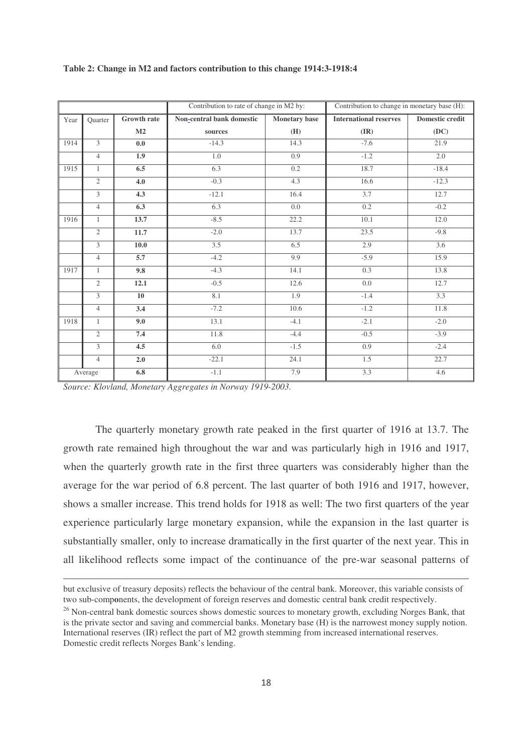**Table 2: Change in M2 and factors contribution to this change 1914:3-1918:4**

| | | | Contribution to rate of change in M2 by: | | Contribution to change in monetary base (H): | |
|---|---|---|---|---|---|---|
| Year | Quarter | **Growth rate M2** | **Non-central bank domestic sources** | **Monetary base (H)** | **International reserves (IR)** | **Domestic credit (DC)** |
| 1914 | 3 | **0.0** | -14.3 | 14.3 | -7.6 | 21.9 |
| | 4 | **1.9** | 1.0 | 0.9 | -1.2 | 2.0 |
| 1915 | 1 | **6.5** | 6.3 | 0.2 | 18.7 | -18.4 |
| | 2 | **4.0** | -0.3 | 4.3 | 16.6 | -12.3 |
| | 3 | **4.3** | -12.1 | 16.4 | 3.7 | 12.7 |
| | 4 | **6.3** | 6.3 | 0.0 | 0.2 | -0.2 |
| 1916 | 1 | **13.7** | -8.5 | 22.2 | 10.1 | 12.0 |
| | 2 | **11.7** | -2.0 | 13.7 | 23.5 | -9.8 |
| | 3 | **10.0** | 3.5 | 6.5 | 2.9 | 3.6 |
| | 4 | **5.7** | -4.2 | 9.9 | -5.9 | 15.9 |
| 1917 | 1 | **9.8** | -4.3 | 14.1 | 0.3 | 13.8 |
| | 2 | **12.1** | -0.5 | 12.6 | 0.0 | 12.7 |
| | 3 | **10** | 8.1 | 1.9 | -1.4 | 3.3 |
| | 4 | **3.4** | -7.2 | 10.6 | -1.2 | 11.8 |
| 1918 | 1 | **9.0** | 13.1 | -4.1 | -2.1 | -2.0 |
| | 2 | **7.4** | 11.8 | -4.4 | -0.5 | -3.9 |
| | 3 | **4.5** | 6.0 | -1.5 | 0.9 | -2.4 |
| | 4 | **2.0** | -22.1 | 24.1 | 1.5 | 22.7 |
| Average | | **6.8** | -1.1 | 7.9 | 3.3 | 4.6 |

*Source: Klovland, Monetary Aggregates in Norway 1919-2003.*

The quarterly monetary growth rate peaked in the first quarter of 1916 at 13.7. The growth rate remained high throughout the war and was particularly high in 1916 and 1917, when the quarterly growth rate in the first three quarters was considerably higher than the average for the war period of 6.8 percent. The last quarter of both 1916 and 1917, however, shows a smaller increase. This trend holds for 1918 as well: The two first quarters of the year experience particularly large monetary expansion, while the expansion in the last quarter is substantially smaller, only to increase dramatically in the first quarter of the next year. This in all likelihood reflects some impact of the continuance of the pre-war seasonal patterns of

---

but exclusive of treasury deposits) reflects the behaviour of the central bank. Moreover, this variable consists of two sub-components, the development of foreign reserves and domestic central bank credit respectively.

[26] Non-central bank domestic sources shows domestic sources to monetary growth, excluding Norges Bank, that is the private sector and saving and commercial banks. Monetary base (H) is the narrowest money supply notion. International reserves (IR) reflect the part of M2 growth stemming from increased international reserves. Domestic credit reflects Norges Bank's lending.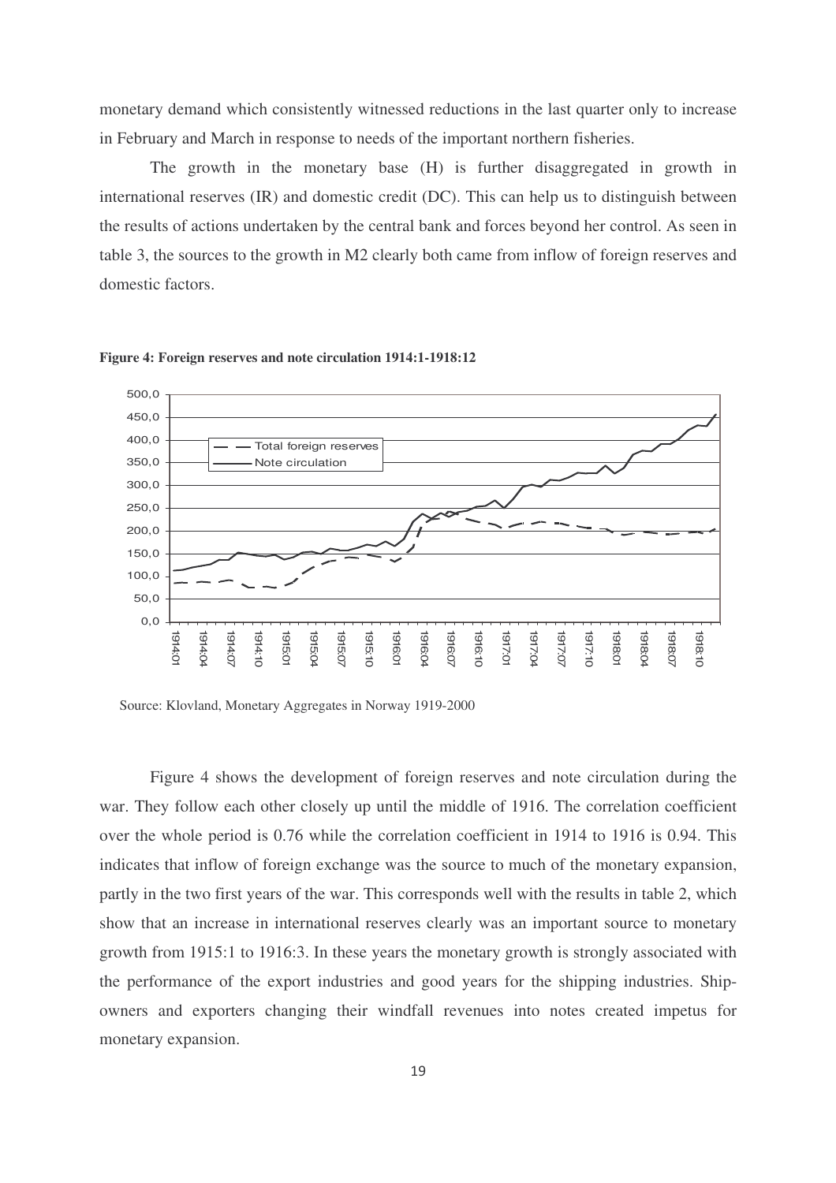monetary demand which consistently witnessed reductions in the last quarter only to increase in February and March in response to needs of the important northern fisheries.

The growth in the monetary base (H) is further disaggregated in growth in international reserves (IR) and domestic credit (DC). This can help us to distinguish between the results of actions undertaken by the central bank and forces beyond her control. As seen in table 3, the sources to the growth in M2 clearly both came from inflow of foreign reserves and domestic factors.

**Figure 4: Foreign reserves and note circulation 1914:1-1918:12**

Source: Klovland, Monetary Aggregates in Norway 1919-2000

Figure 4 shows the development of foreign reserves and note circulation during the war. They follow each other closely up until the middle of 1916. The correlation coefficient over the whole period is 0.76 while the correlation coefficient in 1914 to 1916 is 0.94. This indicates that inflow of foreign exchange was the source to much of the monetary expansion, partly in the two first years of the war. This corresponds well with the results in table 2, which show that an increase in international reserves clearly was an important source to monetary growth from 1915:1 to 1916:3. In these years the monetary growth is strongly associated with the performance of the export industries and good years for the shipping industries. Ship-owners and exporters changing their windfall revenues into notes created impetus for monetary expansion.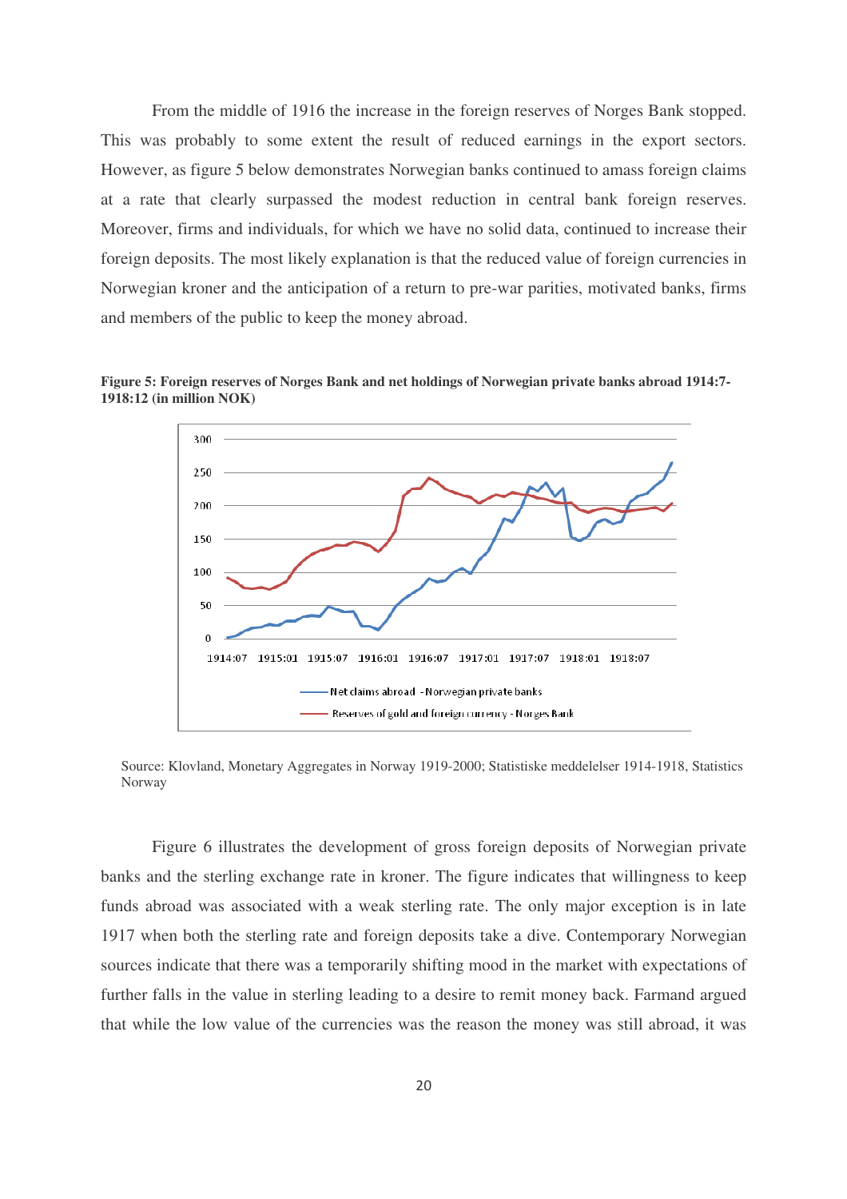From the middle of 1916 the increase in the foreign reserves of Norges Bank stopped. This was probably to some extent the result of reduced earnings in the export sectors. However, as figure 5 below demonstrates Norwegian banks continued to amass foreign claims at a rate that clearly surpassed the modest reduction in central bank foreign reserves. Moreover, firms and individuals, for which we have no solid data, continued to increase their foreign deposits. The most likely explanation is that the reduced value of foreign currencies in Norwegian kroner and the anticipation of a return to pre-war parities, motivated banks, firms and members of the public to keep the money abroad.

**Figure 5: Foreign reserves of Norges Bank and net holdings of Norwegian private banks abroad 1914:7-1918:12 (in million NOK)**

Source: Klovland, Monetary Aggregates in Norway 1919-2000; Statistiske meddelelser 1914-1918, Statistics Norway

Figure 6 illustrates the development of gross foreign deposits of Norwegian private banks and the sterling exchange rate in kroner. The figure indicates that willingness to keep funds abroad was associated with a weak sterling rate. The only major exception is in late 1917 when both the sterling rate and foreign deposits take a dive. Contemporary Norwegian sources indicate that there was a temporarily shifting mood in the market with expectations of further falls in the value in sterling leading to a desire to remit money back. Farmand argued that while the low value of the currencies was the reason the money was still abroad, it was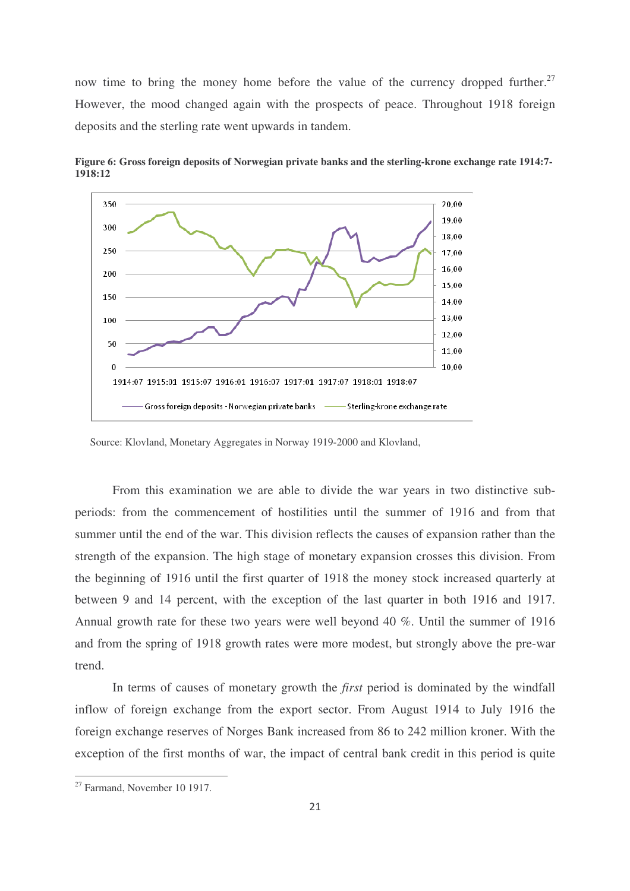now time to bring the money home before the value of the currency dropped further.[27] However, the mood changed again with the prospects of peace. Throughout 1918 foreign deposits and the sterling rate went upwards in tandem.

**Figure 6: Gross foreign deposits of Norwegian private banks and the sterling-krone exchange rate 1914:7-1918:12**

Source: Klovland, Monetary Aggregates in Norway 1919-2000 and Klovland,

From this examination we are able to divide the war years in two distinctive sub-periods: from the commencement of hostilities until the summer of 1916 and from that summer until the end of the war. This division reflects the causes of expansion rather than the strength of the expansion. The high stage of monetary expansion crosses this division. From the beginning of 1916 until the first quarter of 1918 the money stock increased quarterly at between 9 and 14 percent, with the exception of the last quarter in both 1916 and 1917. Annual growth rate for these two years were well beyond 40 %. Until the summer of 1916 and from the spring of 1918 growth rates were more modest, but strongly above the pre-war trend.

In terms of causes of monetary growth the *first* period is dominated by the windfall inflow of foreign exchange from the export sector. From August 1914 to July 1916 the foreign exchange reserves of Norges Bank increased from 86 to 242 million kroner. With the exception of the first months of war, the impact of central bank credit in this period is quite

[27] Farmand, November 10 1917.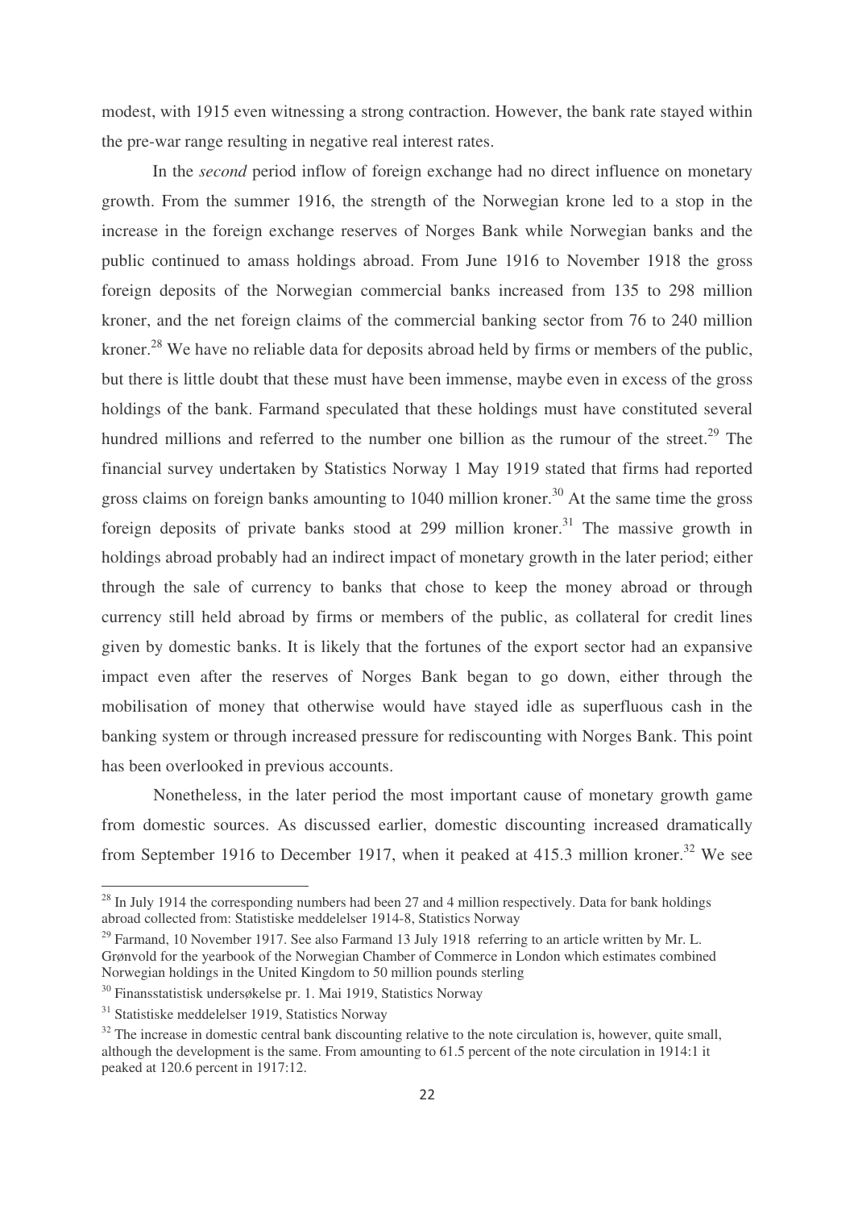modest, with 1915 even witnessing a strong contraction. However, the bank rate stayed within the pre-war range resulting in negative real interest rates.

In the *second* period inflow of foreign exchange had no direct influence on monetary growth. From the summer 1916, the strength of the Norwegian krone led to a stop in the increase in the foreign exchange reserves of Norges Bank while Norwegian banks and the public continued to amass holdings abroad. From June 1916 to November 1918 the gross foreign deposits of the Norwegian commercial banks increased from 135 to 298 million kroner, and the net foreign claims of the commercial banking sector from 76 to 240 million kroner.[28] We have no reliable data for deposits abroad held by firms or members of the public, but there is little doubt that these must have been immense, maybe even in excess of the gross holdings of the bank. Farmand speculated that these holdings must have constituted several hundred millions and referred to the number one billion as the rumour of the street.[29] The financial survey undertaken by Statistics Norway 1 May 1919 stated that firms had reported gross claims on foreign banks amounting to 1040 million kroner.[30] At the same time the gross foreign deposits of private banks stood at 299 million kroner.[31] The massive growth in holdings abroad probably had an indirect impact of monetary growth in the later period; either through the sale of currency to banks that chose to keep the money abroad or through currency still held abroad by firms or members of the public, as collateral for credit lines given by domestic banks. It is likely that the fortunes of the export sector had an expansive impact even after the reserves of Norges Bank began to go down, either through the mobilisation of money that otherwise would have stayed idle as superfluous cash in the banking system or through increased pressure for rediscounting with Norges Bank. This point has been overlooked in previous accounts.

Nonetheless, in the later period the most important cause of monetary growth game from domestic sources. As discussed earlier, domestic discounting increased dramatically from September 1916 to December 1917, when it peaked at 415.3 million kroner.[32] We see

[28] In July 1914 the corresponding numbers had been 27 and 4 million respectively. Data for bank holdings abroad collected from: Statistiske meddelelser 1914-8, Statistics Norway

[29] Farmand, 10 November 1917. See also Farmand 13 July 1918 referring to an article written by Mr. L. Grønvold for the yearbook of the Norwegian Chamber of Commerce in London which estimates combined Norwegian holdings in the United Kingdom to 50 million pounds sterling

[30] Finansstatistisk undersøkelse pr. 1. Mai 1919, Statistics Norway

[31] Statistiske meddelelser 1919, Statistics Norway

[32] The increase in domestic central bank discounting relative to the note circulation is, however, quite small, although the development is the same. From amounting to 61.5 percent of the note circulation in 1914:1 it peaked at 120.6 percent in 1917:12.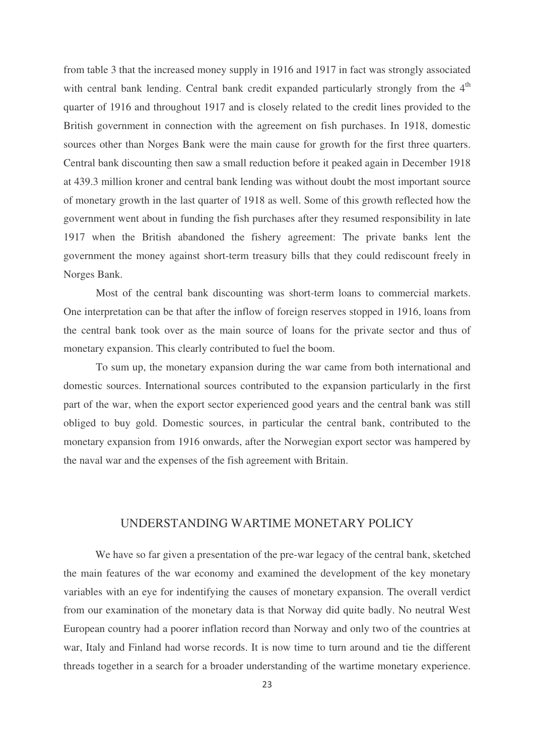from table 3 that the increased money supply in 1916 and 1917 in fact was strongly associated with central bank lending. Central bank credit expanded particularly strongly from the 4th quarter of 1916 and throughout 1917 and is closely related to the credit lines provided to the British government in connection with the agreement on fish purchases. In 1918, domestic sources other than Norges Bank were the main cause for growth for the first three quarters. Central bank discounting then saw a small reduction before it peaked again in December 1918 at 439.3 million kroner and central bank lending was without doubt the most important source of monetary growth in the last quarter of 1918 as well. Some of this growth reflected how the government went about in funding the fish purchases after they resumed responsibility in late 1917 when the British abandoned the fishery agreement: The private banks lent the government the money against short-term treasury bills that they could rediscount freely in Norges Bank.

Most of the central bank discounting was short-term loans to commercial markets. One interpretation can be that after the inflow of foreign reserves stopped in 1916, loans from the central bank took over as the main source of loans for the private sector and thus of monetary expansion. This clearly contributed to fuel the boom.

To sum up, the monetary expansion during the war came from both international and domestic sources. International sources contributed to the expansion particularly in the first part of the war, when the export sector experienced good years and the central bank was still obliged to buy gold. Domestic sources, in particular the central bank, contributed to the monetary expansion from 1916 onwards, after the Norwegian export sector was hampered by the naval war and the expenses of the fish agreement with Britain.

## UNDERSTANDING WARTIME MONETARY POLICY

We have so far given a presentation of the pre-war legacy of the central bank, sketched the main features of the war economy and examined the development of the key monetary variables with an eye for indentifying the causes of monetary expansion. The overall verdict from our examination of the monetary data is that Norway did quite badly. No neutral West European country had a poorer inflation record than Norway and only two of the countries at war, Italy and Finland had worse records. It is now time to turn around and tie the different threads together in a search for a broader understanding of the wartime monetary experience.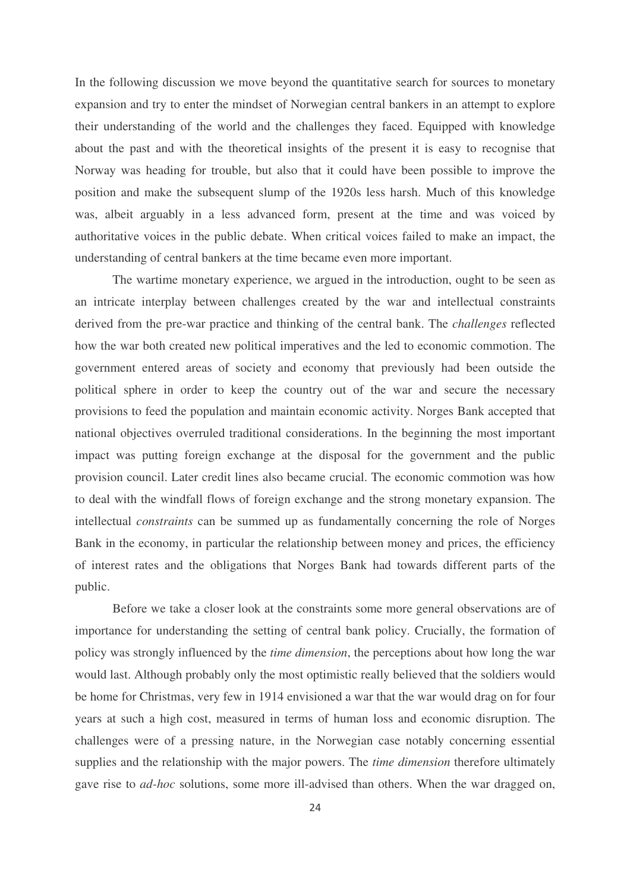In the following discussion we move beyond the quantitative search for sources to monetary expansion and try to enter the mindset of Norwegian central bankers in an attempt to explore their understanding of the world and the challenges they faced. Equipped with knowledge about the past and with the theoretical insights of the present it is easy to recognise that Norway was heading for trouble, but also that it could have been possible to improve the position and make the subsequent slump of the 1920s less harsh. Much of this knowledge was, albeit arguably in a less advanced form, present at the time and was voiced by authoritative voices in the public debate. When critical voices failed to make an impact, the understanding of central bankers at the time became even more important.

The wartime monetary experience, we argued in the introduction, ought to be seen as an intricate interplay between challenges created by the war and intellectual constraints derived from the pre-war practice and thinking of the central bank. The *challenges* reflected how the war both created new political imperatives and the led to economic commotion. The government entered areas of society and economy that previously had been outside the political sphere in order to keep the country out of the war and secure the necessary provisions to feed the population and maintain economic activity. Norges Bank accepted that national objectives overruled traditional considerations. In the beginning the most important impact was putting foreign exchange at the disposal for the government and the public provision council. Later credit lines also became crucial. The economic commotion was how to deal with the windfall flows of foreign exchange and the strong monetary expansion. The intellectual *constraints* can be summed up as fundamentally concerning the role of Norges Bank in the economy, in particular the relationship between money and prices, the efficiency of interest rates and the obligations that Norges Bank had towards different parts of the public.

Before we take a closer look at the constraints some more general observations are of importance for understanding the setting of central bank policy. Crucially, the formation of policy was strongly influenced by the *time dimension*, the perceptions about how long the war would last. Although probably only the most optimistic really believed that the soldiers would be home for Christmas, very few in 1914 envisioned a war that the war would drag on for four years at such a high cost, measured in terms of human loss and economic disruption. The challenges were of a pressing nature, in the Norwegian case notably concerning essential supplies and the relationship with the major powers. The *time dimension* therefore ultimately gave rise to *ad-hoc* solutions, some more ill-advised than others. When the war dragged on,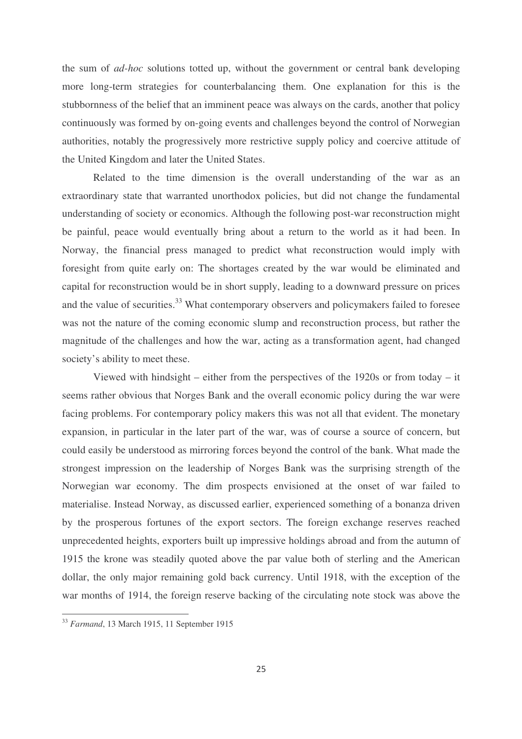the sum of *ad-hoc* solutions totted up, without the government or central bank developing more long-term strategies for counterbalancing them. One explanation for this is the stubbornness of the belief that an imminent peace was always on the cards, another that policy continuously was formed by on-going events and challenges beyond the control of Norwegian authorities, notably the progressively more restrictive supply policy and coercive attitude of the United Kingdom and later the United States.

Related to the time dimension is the overall understanding of the war as an extraordinary state that warranted unorthodox policies, but did not change the fundamental understanding of society or economics. Although the following post-war reconstruction might be painful, peace would eventually bring about a return to the world as it had been. In Norway, the financial press managed to predict what reconstruction would imply with foresight from quite early on: The shortages created by the war would be eliminated and capital for reconstruction would be in short supply, leading to a downward pressure on prices and the value of securities.[33] What contemporary observers and policymakers failed to foresee was not the nature of the coming economic slump and reconstruction process, but rather the magnitude of the challenges and how the war, acting as a transformation agent, had changed society's ability to meet these.

Viewed with hindsight – either from the perspectives of the 1920s or from today – it seems rather obvious that Norges Bank and the overall economic policy during the war were facing problems. For contemporary policy makers this was not all that evident. The monetary expansion, in particular in the later part of the war, was of course a source of concern, but could easily be understood as mirroring forces beyond the control of the bank. What made the strongest impression on the leadership of Norges Bank was the surprising strength of the Norwegian war economy. The dim prospects envisioned at the onset of war failed to materialise. Instead Norway, as discussed earlier, experienced something of a bonanza driven by the prosperous fortunes of the export sectors. The foreign exchange reserves reached unprecedented heights, exporters built up impressive holdings abroad and from the autumn of 1915 the krone was steadily quoted above the par value both of sterling and the American dollar, the only major remaining gold back currency. Until 1918, with the exception of the war months of 1914, the foreign reserve backing of the circulating note stock was above the

[33] *Farmand*, 13 March 1915, 11 September 1915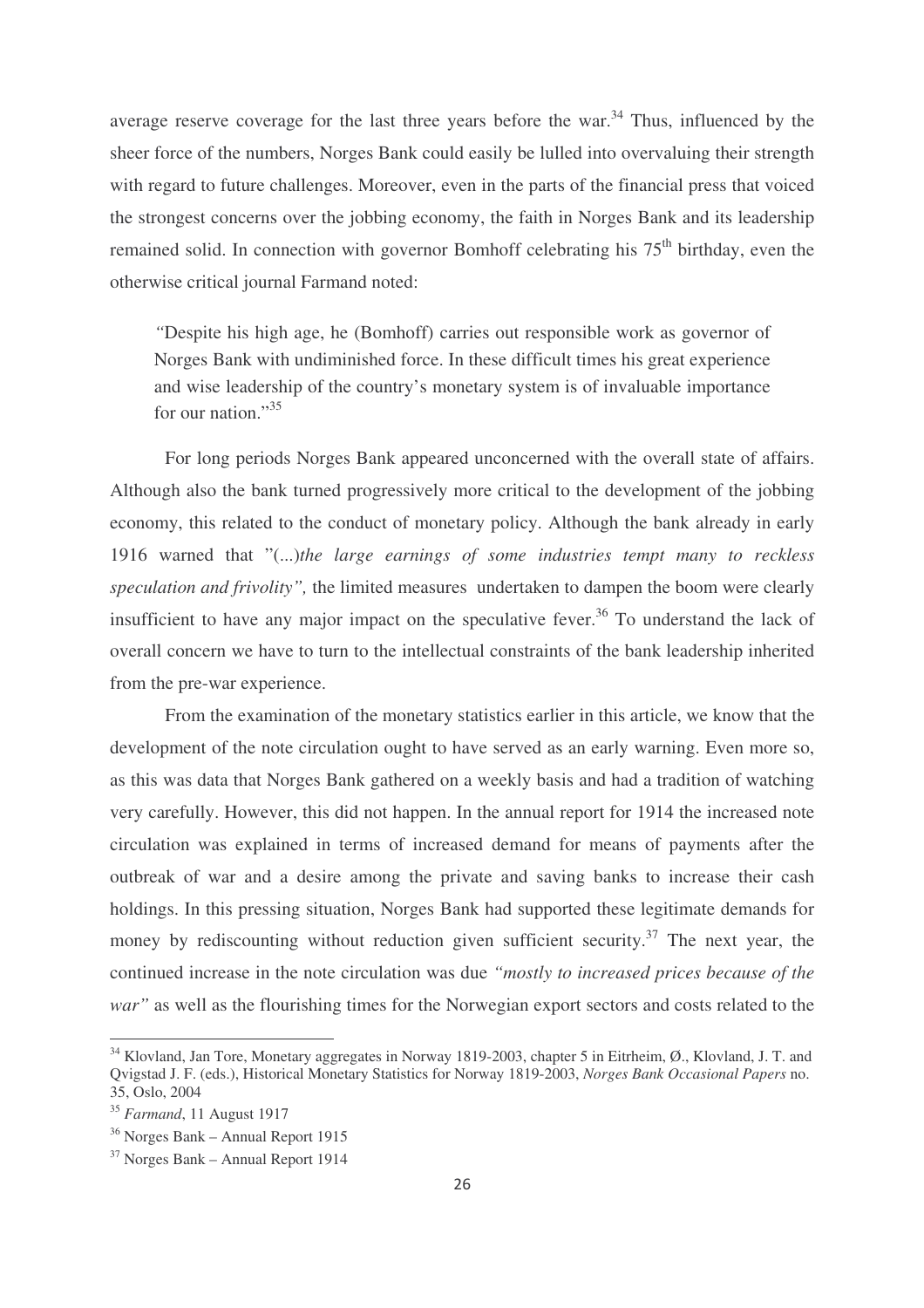average reserve coverage for the last three years before the war.[34] Thus, influenced by the sheer force of the numbers, Norges Bank could easily be lulled into overvaluing their strength with regard to future challenges. Moreover, even in the parts of the financial press that voiced the strongest concerns over the jobbing economy, the faith in Norges Bank and its leadership remained solid. In connection with governor Bomhoff celebrating his 75th birthday, even the otherwise critical journal Farmand noted:

> "Despite his high age, he (Bomhoff) carries out responsible work as governor of Norges Bank with undiminished force. In these difficult times his great experience and wise leadership of the country's monetary system is of invaluable importance for our nation."[35]

For long periods Norges Bank appeared unconcerned with the overall state of affairs. Although also the bank turned progressively more critical to the development of the jobbing economy, this related to the conduct of monetary policy. Although the bank already in early 1916 warned that "(...)*the large earnings of some industries tempt many to reckless speculation and frivolity",* the limited measures undertaken to dampen the boom were clearly insufficient to have any major impact on the speculative fever.[36] To understand the lack of overall concern we have to turn to the intellectual constraints of the bank leadership inherited from the pre-war experience.

From the examination of the monetary statistics earlier in this article, we know that the development of the note circulation ought to have served as an early warning. Even more so, as this was data that Norges Bank gathered on a weekly basis and had a tradition of watching very carefully. However, this did not happen. In the annual report for 1914 the increased note circulation was explained in terms of increased demand for means of payments after the outbreak of war and a desire among the private and saving banks to increase their cash holdings. In this pressing situation, Norges Bank had supported these legitimate demands for money by rediscounting without reduction given sufficient security.[37] The next year, the continued increase in the note circulation was due *"mostly to increased prices because of the war"* as well as the flourishing times for the Norwegian export sectors and costs related to the

---

[34] Klovland, Jan Tore, Monetary aggregates in Norway 1819-2003, chapter 5 in Eitrheim, Ø., Klovland, J. T. and Qvigstad J. F. (eds.), Historical Monetary Statistics for Norway 1819-2003, *Norges Bank Occasional Papers* no. 35, Oslo, 2004

[35] *Farmand*, 11 August 1917

[36] Norges Bank – Annual Report 1915

[37] Norges Bank – Annual Report 1914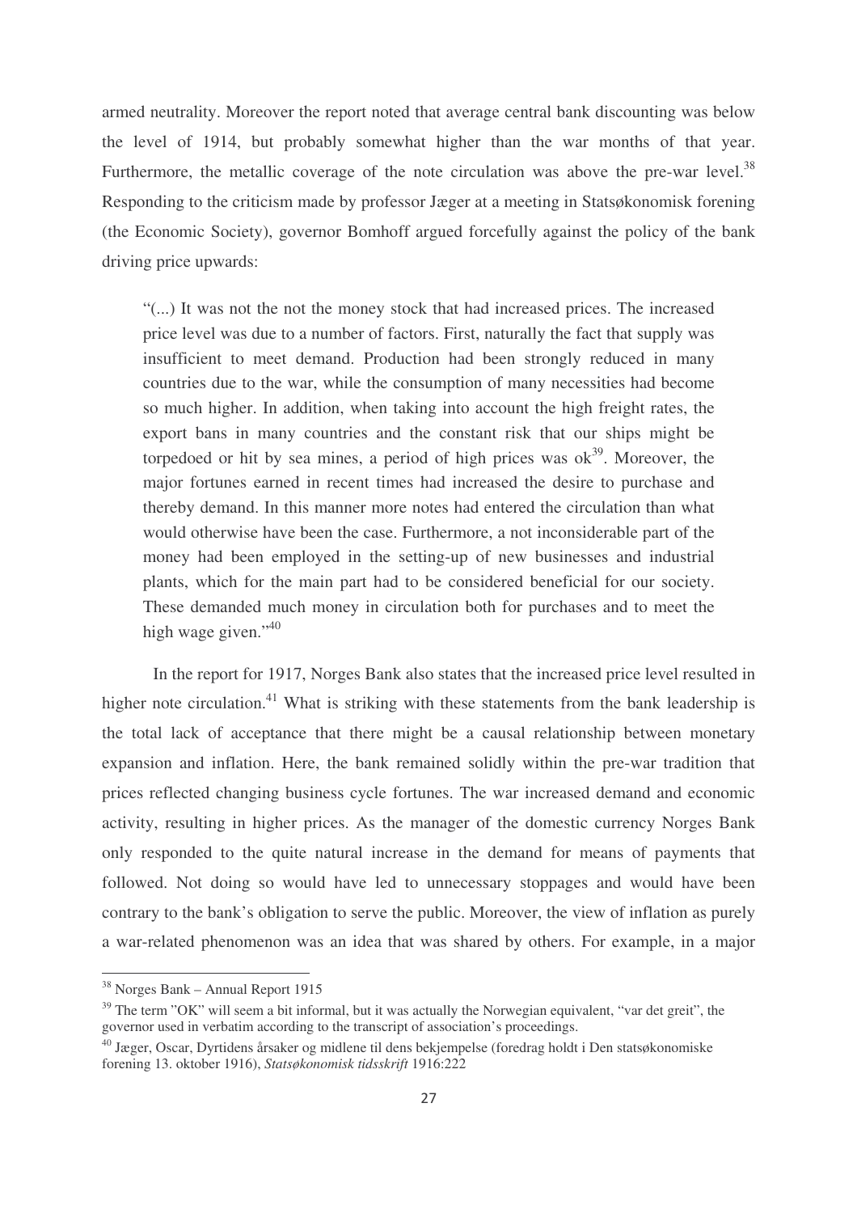armed neutrality. Moreover the report noted that average central bank discounting was below the level of 1914, but probably somewhat higher than the war months of that year. Furthermore, the metallic coverage of the note circulation was above the pre-war level.[38] Responding to the criticism made by professor Jæger at a meeting in Statsøkonomisk forening (the Economic Society), governor Bomhoff argued forcefully against the policy of the bank driving price upwards:

> "(...) It was not the not the money stock that had increased prices. The increased price level was due to a number of factors. First, naturally the fact that supply was insufficient to meet demand. Production had been strongly reduced in many countries due to the war, while the consumption of many necessities had become so much higher. In addition, when taking into account the high freight rates, the export bans in many countries and the constant risk that our ships might be torpedoed or hit by sea mines, a period of high prices was ok[39]. Moreover, the major fortunes earned in recent times had increased the desire to purchase and thereby demand. In this manner more notes had entered the circulation than what would otherwise have been the case. Furthermore, a not inconsiderable part of the money had been employed in the setting-up of new businesses and industrial plants, which for the main part had to be considered beneficial for our society. These demanded much money in circulation both for purchases and to meet the high wage given."[40]

In the report for 1917, Norges Bank also states that the increased price level resulted in higher note circulation.[41] What is striking with these statements from the bank leadership is the total lack of acceptance that there might be a causal relationship between monetary expansion and inflation. Here, the bank remained solidly within the pre-war tradition that prices reflected changing business cycle fortunes. The war increased demand and economic activity, resulting in higher prices. As the manager of the domestic currency Norges Bank only responded to the quite natural increase in the demand for means of payments that followed. Not doing so would have led to unnecessary stoppages and would have been contrary to the bank's obligation to serve the public. Moreover, the view of inflation as purely a war-related phenomenon was an idea that was shared by others. For example, in a major

---

[38] Norges Bank – Annual Report 1915

[39] The term "OK" will seem a bit informal, but it was actually the Norwegian equivalent, "var det greit", the governor used in verbatim according to the transcript of association's proceedings.

[40] Jæger, Oscar, Dyrtidens årsaker og midlene til dens bekjempelse (foredrag holdt i Den statsøkonomiske forening 13. oktober 1916), *Statsøkonomisk tidsskrift* 1916:222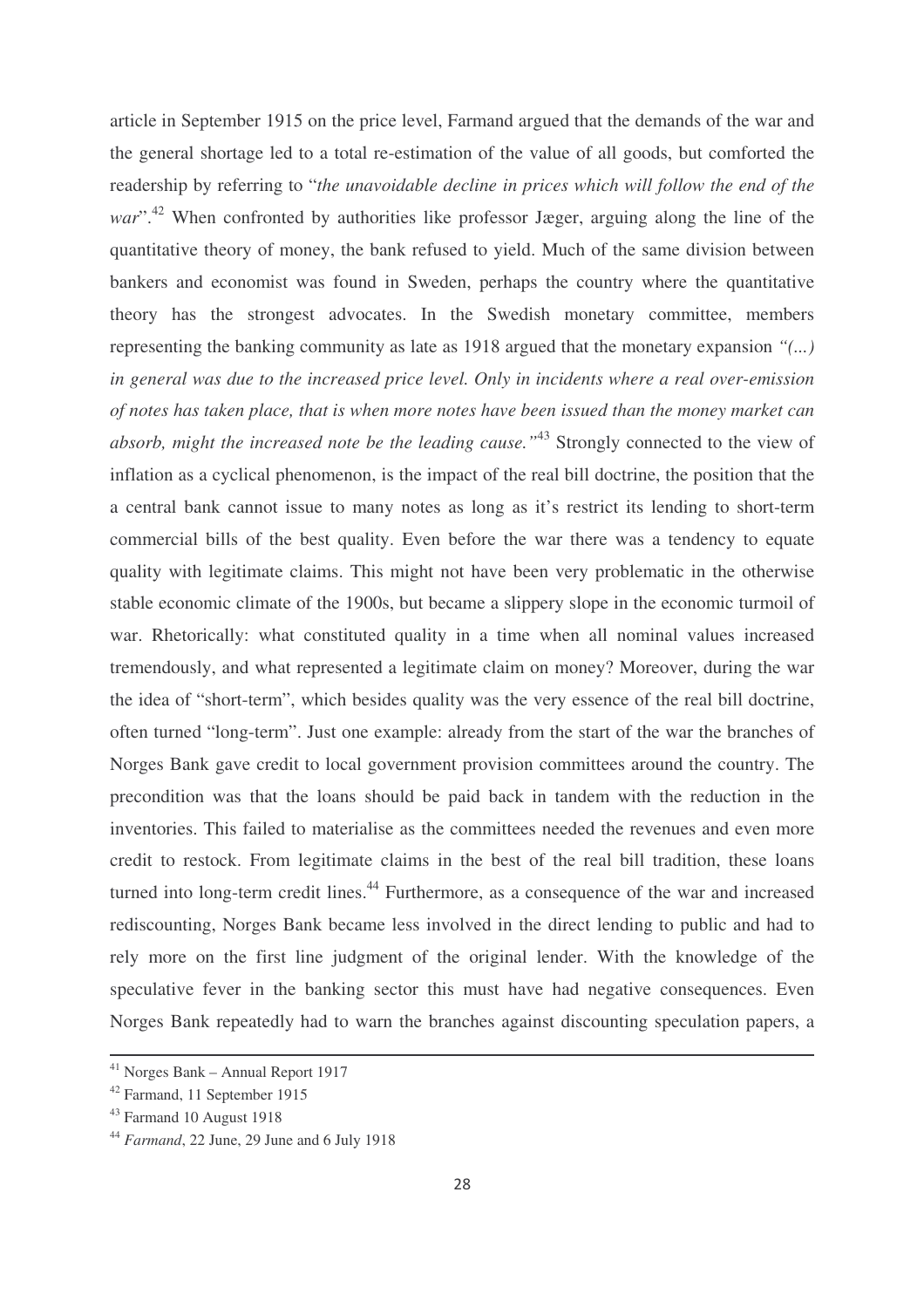article in September 1915 on the price level, Farmand argued that the demands of the war and the general shortage led to a total re-estimation of the value of all goods, but comforted the readership by referring to "*the unavoidable decline in prices which will follow the end of the war*".[42] When confronted by authorities like professor Jæger, arguing along the line of the quantitative theory of money, the bank refused to yield. Much of the same division between bankers and economist was found in Sweden, perhaps the country where the quantitative theory has the strongest advocates. In the Swedish monetary committee, members representing the banking community as late as 1918 argued that the monetary expansion *"(...) in general was due to the increased price level. Only in incidents where a real over-emission of notes has taken place, that is when more notes have been issued than the money market can absorb, might the increased note be the leading cause."*[43] Strongly connected to the view of inflation as a cyclical phenomenon, is the impact of the real bill doctrine, the position that the a central bank cannot issue to many notes as long as it's restrict its lending to short-term commercial bills of the best quality. Even before the war there was a tendency to equate quality with legitimate claims. This might not have been very problematic in the otherwise stable economic climate of the 1900s, but became a slippery slope in the economic turmoil of war. Rhetorically: what constituted quality in a time when all nominal values increased tremendously, and what represented a legitimate claim on money? Moreover, during the war the idea of "short-term", which besides quality was the very essence of the real bill doctrine, often turned "long-term". Just one example: already from the start of the war the branches of Norges Bank gave credit to local government provision committees around the country. The precondition was that the loans should be paid back in tandem with the reduction in the inventories. This failed to materialise as the committees needed the revenues and even more credit to restock. From legitimate claims in the best of the real bill tradition, these loans turned into long-term credit lines.[44] Furthermore, as a consequence of the war and increased rediscounting, Norges Bank became less involved in the direct lending to public and had to rely more on the first line judgment of the original lender. With the knowledge of the speculative fever in the banking sector this must have had negative consequences. Even Norges Bank repeatedly had to warn the branches against discounting speculation papers, a

---

[41] Norges Bank – Annual Report 1917

[42] Farmand, 11 September 1915

[43] Farmand 10 August 1918

[44] *Farmand*, 22 June, 29 June and 6 July 1918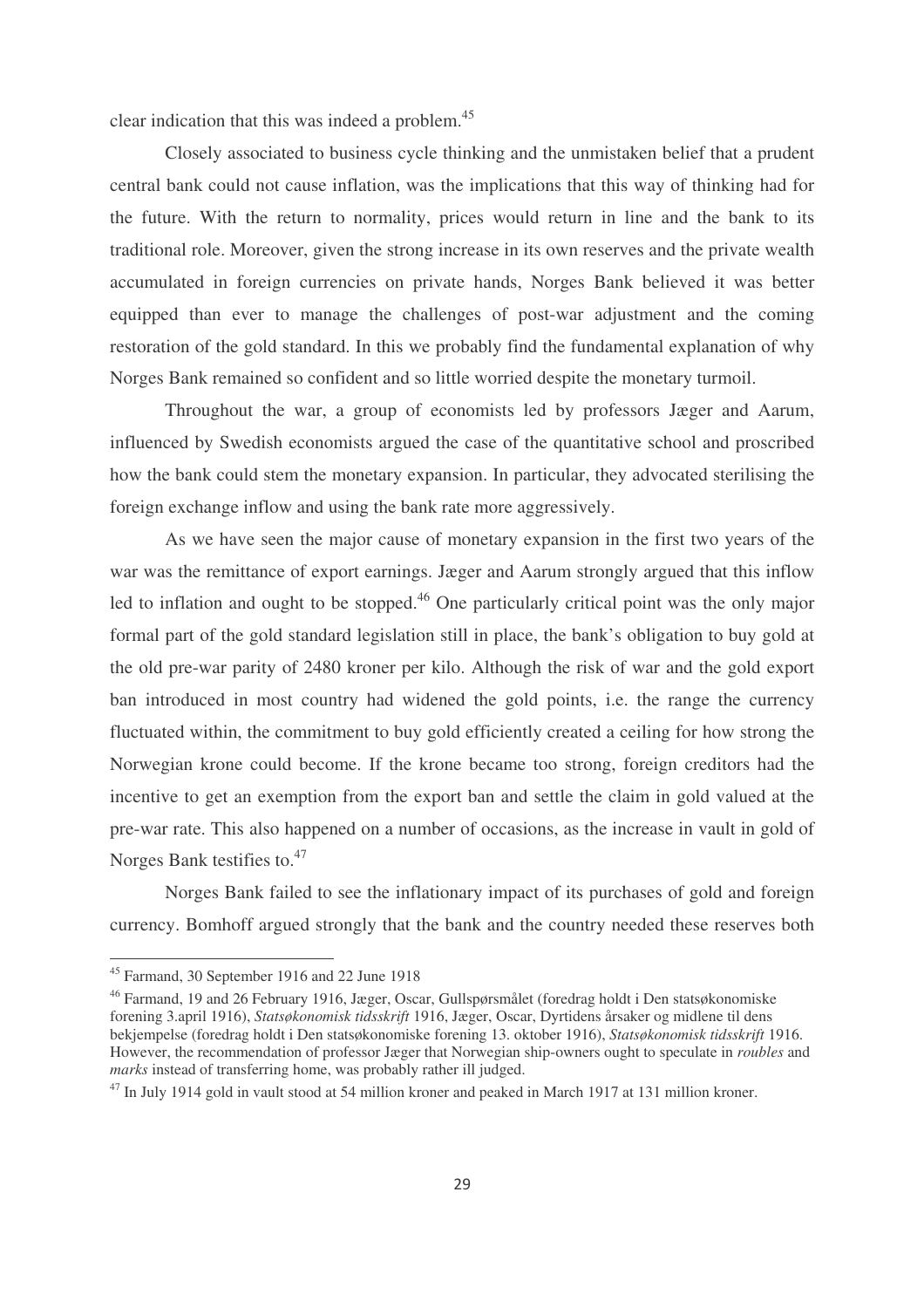clear indication that this was indeed a problem.[45]

Closely associated to business cycle thinking and the unmistaken belief that a prudent central bank could not cause inflation, was the implications that this way of thinking had for the future. With the return to normality, prices would return in line and the bank to its traditional role. Moreover, given the strong increase in its own reserves and the private wealth accumulated in foreign currencies on private hands, Norges Bank believed it was better equipped than ever to manage the challenges of post-war adjustment and the coming restoration of the gold standard. In this we probably find the fundamental explanation of why Norges Bank remained so confident and so little worried despite the monetary turmoil.

Throughout the war, a group of economists led by professors Jæger and Aarum, influenced by Swedish economists argued the case of the quantitative school and proscribed how the bank could stem the monetary expansion. In particular, they advocated sterilising the foreign exchange inflow and using the bank rate more aggressively.

As we have seen the major cause of monetary expansion in the first two years of the war was the remittance of export earnings. Jæger and Aarum strongly argued that this inflow led to inflation and ought to be stopped.[46] One particularly critical point was the only major formal part of the gold standard legislation still in place, the bank's obligation to buy gold at the old pre-war parity of 2480 kroner per kilo. Although the risk of war and the gold export ban introduced in most country had widened the gold points, i.e. the range the currency fluctuated within, the commitment to buy gold efficiently created a ceiling for how strong the Norwegian krone could become. If the krone became too strong, foreign creditors had the incentive to get an exemption from the export ban and settle the claim in gold valued at the pre-war rate. This also happened on a number of occasions, as the increase in vault in gold of Norges Bank testifies to.[47]

Norges Bank failed to see the inflationary impact of its purchases of gold and foreign currency. Bomhoff argued strongly that the bank and the country needed these reserves both

---

[45] Farmand, 30 September 1916 and 22 June 1918

[46] Farmand, 19 and 26 February 1916, Jæger, Oscar, Gullspørsmålet (foredrag holdt i Den statsøkonomiske forening 3.april 1916), *Statsøkonomisk tidsskrift* 1916, Jæger, Oscar, Dyrtidens årsaker og midlene til dens bekjempelse (foredrag holdt i Den statsøkonomiske forening 13. oktober 1916), *Statsøkonomisk tidsskrift* 1916. However, the recommendation of professor Jæger that Norwegian ship-owners ought to speculate in *roubles* and *marks* instead of transferring home, was probably rather ill judged.

[47] In July 1914 gold in vault stood at 54 million kroner and peaked in March 1917 at 131 million kroner.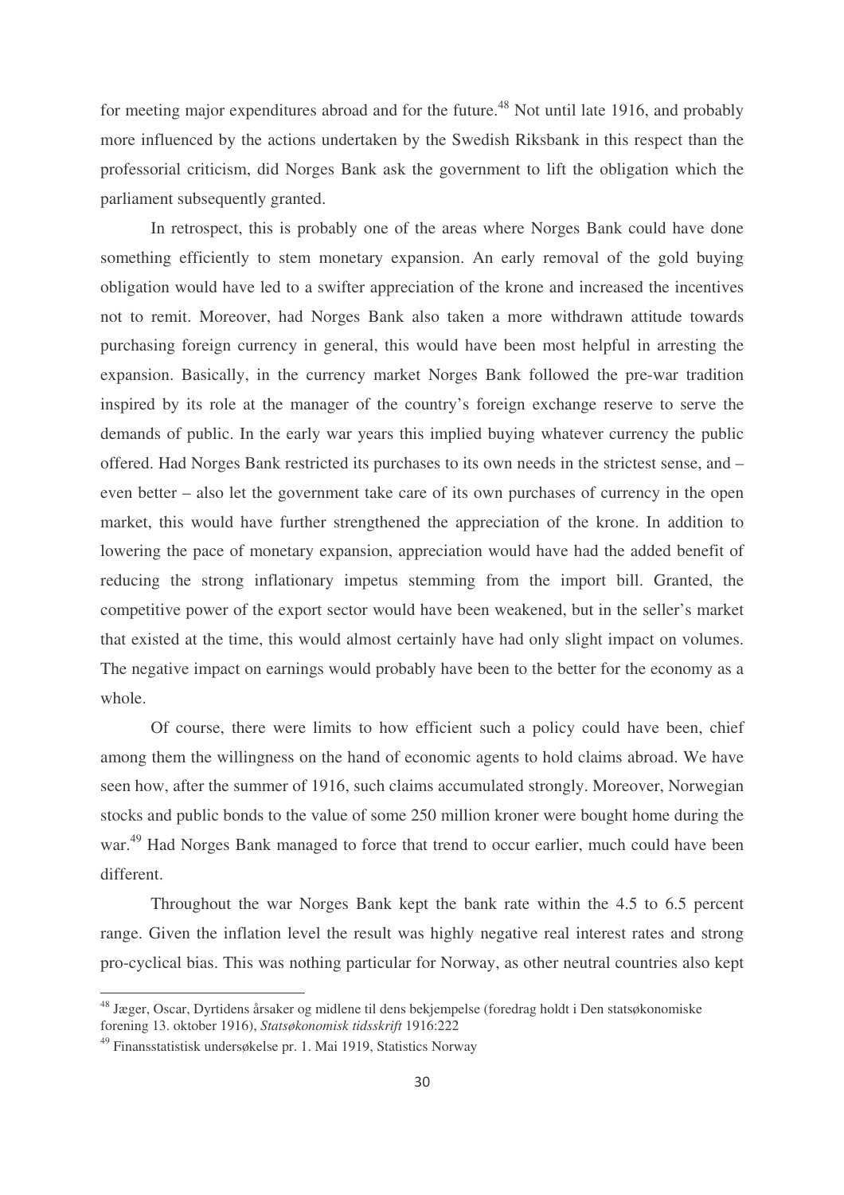for meeting major expenditures abroad and for the future.[48] Not until late 1916, and probably more influenced by the actions undertaken by the Swedish Riksbank in this respect than the professorial criticism, did Norges Bank ask the government to lift the obligation which the parliament subsequently granted.

In retrospect, this is probably one of the areas where Norges Bank could have done something efficiently to stem monetary expansion. An early removal of the gold buying obligation would have led to a swifter appreciation of the krone and increased the incentives not to remit. Moreover, had Norges Bank also taken a more withdrawn attitude towards purchasing foreign currency in general, this would have been most helpful in arresting the expansion. Basically, in the currency market Norges Bank followed the pre-war tradition inspired by its role at the manager of the country's foreign exchange reserve to serve the demands of public. In the early war years this implied buying whatever currency the public offered. Had Norges Bank restricted its purchases to its own needs in the strictest sense, and – even better – also let the government take care of its own purchases of currency in the open market, this would have further strengthened the appreciation of the krone. In addition to lowering the pace of monetary expansion, appreciation would have had the added benefit of reducing the strong inflationary impetus stemming from the import bill. Granted, the competitive power of the export sector would have been weakened, but in the seller's market that existed at the time, this would almost certainly have had only slight impact on volumes. The negative impact on earnings would probably have been to the better for the economy as a whole.

Of course, there were limits to how efficient such a policy could have been, chief among them the willingness on the hand of economic agents to hold claims abroad. We have seen how, after the summer of 1916, such claims accumulated strongly. Moreover, Norwegian stocks and public bonds to the value of some 250 million kroner were bought home during the war.[49] Had Norges Bank managed to force that trend to occur earlier, much could have been different.

Throughout the war Norges Bank kept the bank rate within the 4.5 to 6.5 percent range. Given the inflation level the result was highly negative real interest rates and strong pro-cyclical bias. This was nothing particular for Norway, as other neutral countries also kept

---

[48] Jæger, Oscar, Dyrtidens årsaker og midlene til dens bekjempelse (foredrag holdt i Den statsøkonomiske forening 13. oktober 1916), *Statsøkonomisk tidsskrift* 1916:222

[49] Finansstatistisk undersøkelse pr. 1. Mai 1919, Statistics Norway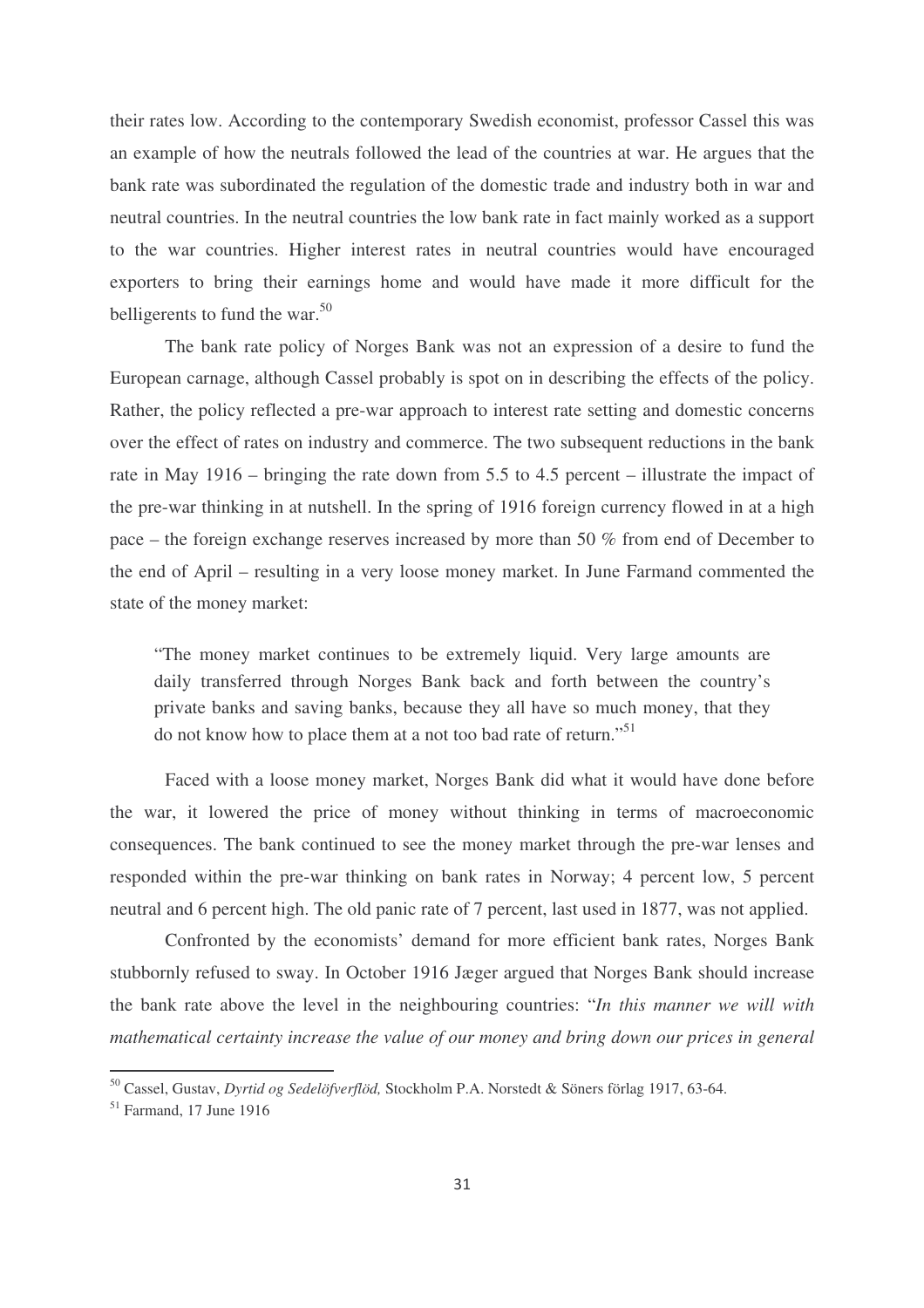their rates low. According to the contemporary Swedish economist, professor Cassel this was an example of how the neutrals followed the lead of the countries at war. He argues that the bank rate was subordinated the regulation of the domestic trade and industry both in war and neutral countries. In the neutral countries the low bank rate in fact mainly worked as a support to the war countries. Higher interest rates in neutral countries would have encouraged exporters to bring their earnings home and would have made it more difficult for the belligerents to fund the war.[50]

The bank rate policy of Norges Bank was not an expression of a desire to fund the European carnage, although Cassel probably is spot on in describing the effects of the policy. Rather, the policy reflected a pre-war approach to interest rate setting and domestic concerns over the effect of rates on industry and commerce. The two subsequent reductions in the bank rate in May 1916 – bringing the rate down from 5.5 to 4.5 percent – illustrate the impact of the pre-war thinking in at nutshell. In the spring of 1916 foreign currency flowed in at a high pace – the foreign exchange reserves increased by more than 50 % from end of December to the end of April – resulting in a very loose money market. In June Farmand commented the state of the money market:

> "The money market continues to be extremely liquid. Very large amounts are daily transferred through Norges Bank back and forth between the country's private banks and saving banks, because they all have so much money, that they do not know how to place them at a not too bad rate of return."[51]

Faced with a loose money market, Norges Bank did what it would have done before the war, it lowered the price of money without thinking in terms of macroeconomic consequences. The bank continued to see the money market through the pre-war lenses and responded within the pre-war thinking on bank rates in Norway; 4 percent low, 5 percent neutral and 6 percent high. The old panic rate of 7 percent, last used in 1877, was not applied.

Confronted by the economists' demand for more efficient bank rates, Norges Bank stubbornly refused to sway. In October 1916 Jæger argued that Norges Bank should increase the bank rate above the level in the neighbouring countries: "*In this manner we will with mathematical certainty increase the value of our money and bring down our prices in general*

---

[50] Cassel, Gustav, *Dyrtid og Sedelöfverflöd,* Stockholm P.A. Norstedt & Söners förlag 1917, 63-64.

[51] Farmand, 17 June 1916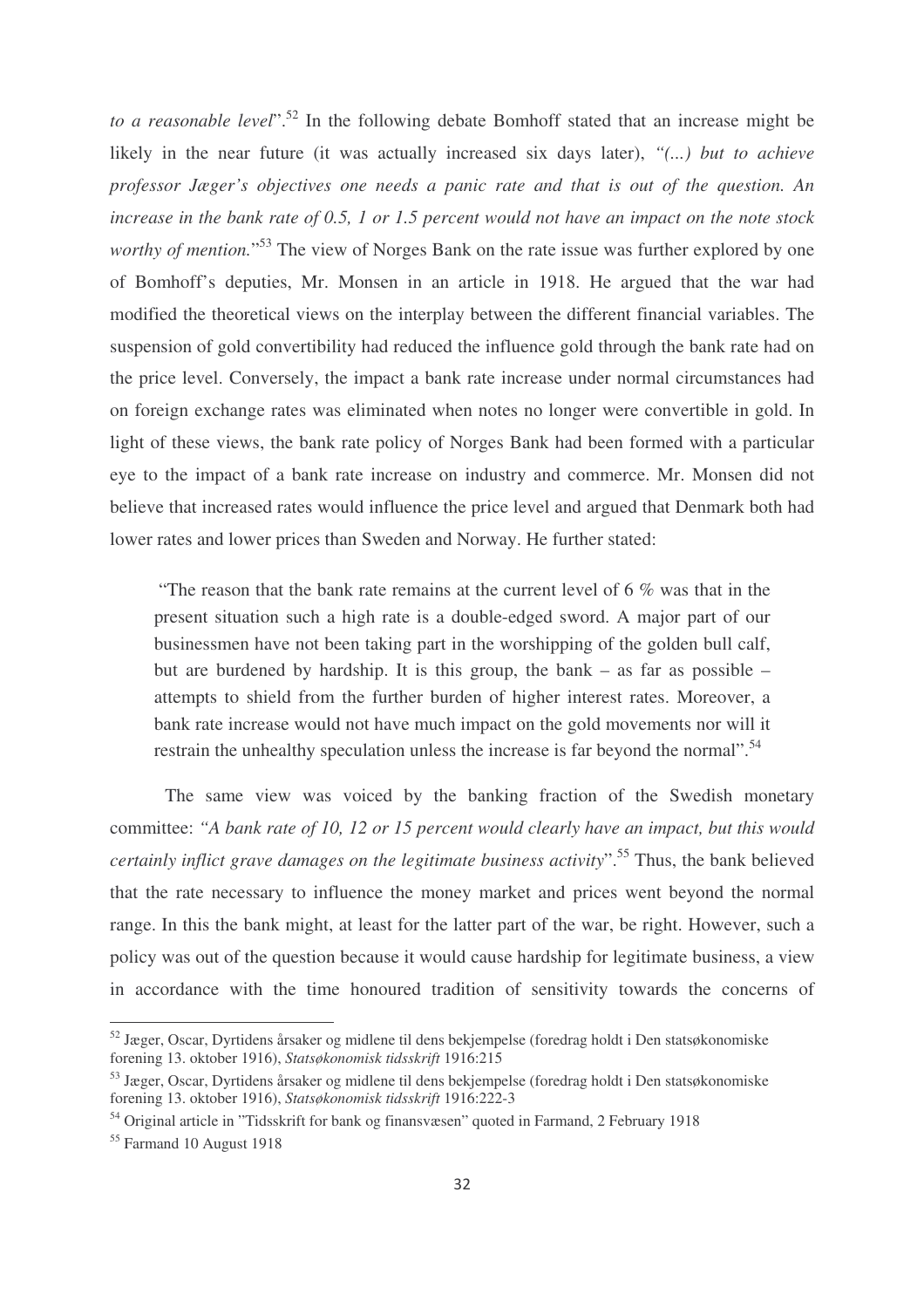*to a reasonable level*".[52] In the following debate Bomhoff stated that an increase might be likely in the near future (it was actually increased six days later), *"(...) but to achieve professor Jæger's objectives one needs a panic rate and that is out of the question. An increase in the bank rate of 0.5, 1 or 1.5 percent would not have an impact on the note stock worthy of mention.*"[53] The view of Norges Bank on the rate issue was further explored by one of Bomhoff's deputies, Mr. Monsen in an article in 1918. He argued that the war had modified the theoretical views on the interplay between the different financial variables. The suspension of gold convertibility had reduced the influence gold through the bank rate had on the price level. Conversely, the impact a bank rate increase under normal circumstances had on foreign exchange rates was eliminated when notes no longer were convertible in gold. In light of these views, the bank rate policy of Norges Bank had been formed with a particular eye to the impact of a bank rate increase on industry and commerce. Mr. Monsen did not believe that increased rates would influence the price level and argued that Denmark both had lower rates and lower prices than Sweden and Norway. He further stated:

> "The reason that the bank rate remains at the current level of 6 % was that in the present situation such a high rate is a double-edged sword. A major part of our businessmen have not been taking part in the worshipping of the golden bull calf, but are burdened by hardship. It is this group, the bank – as far as possible – attempts to shield from the further burden of higher interest rates. Moreover, a bank rate increase would not have much impact on the gold movements nor will it restrain the unhealthy speculation unless the increase is far beyond the normal".[54]

The same view was voiced by the banking fraction of the Swedish monetary committee: *"A bank rate of 10, 12 or 15 percent would clearly have an impact, but this would certainly inflict grave damages on the legitimate business activity*".[55] Thus, the bank believed that the rate necessary to influence the money market and prices went beyond the normal range. In this the bank might, at least for the latter part of the war, be right. However, such a policy was out of the question because it would cause hardship for legitimate business, a view in accordance with the time honoured tradition of sensitivity towards the concerns of

---

[52] Jæger, Oscar, Dyrtidens årsaker og midlene til dens bekjempelse (foredrag holdt i Den statsøkonomiske forening 13. oktober 1916), *Statsøkonomisk tidsskrift* 1916:215

[53] Jæger, Oscar, Dyrtidens årsaker og midlene til dens bekjempelse (foredrag holdt i Den statsøkonomiske forening 13. oktober 1916), *Statsøkonomisk tidsskrift* 1916:222-3

[54] Original article in "Tidsskrift for bank og finansvæsen" quoted in Farmand, 2 February 1918

[55] Farmand 10 August 1918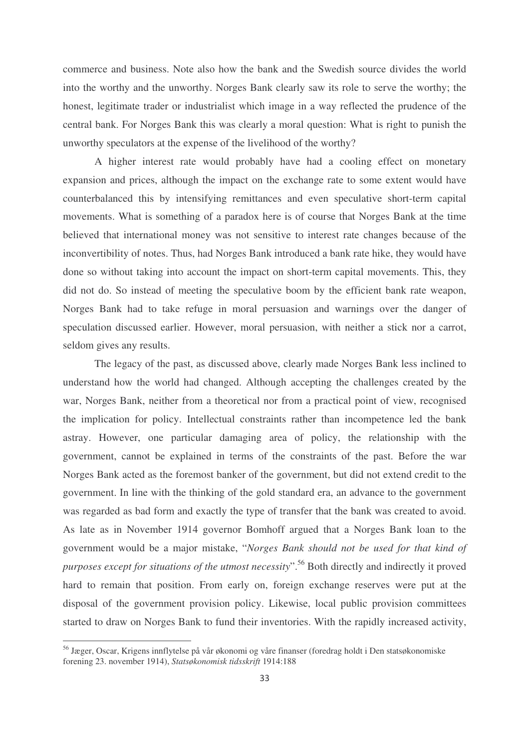commerce and business. Note also how the bank and the Swedish source divides the world into the worthy and the unworthy. Norges Bank clearly saw its role to serve the worthy; the honest, legitimate trader or industrialist which image in a way reflected the prudence of the central bank. For Norges Bank this was clearly a moral question: What is right to punish the unworthy speculators at the expense of the livelihood of the worthy?

A higher interest rate would probably have had a cooling effect on monetary expansion and prices, although the impact on the exchange rate to some extent would have counterbalanced this by intensifying remittances and even speculative short-term capital movements. What is something of a paradox here is of course that Norges Bank at the time believed that international money was not sensitive to interest rate changes because of the inconvertibility of notes. Thus, had Norges Bank introduced a bank rate hike, they would have done so without taking into account the impact on short-term capital movements. This, they did not do. So instead of meeting the speculative boom by the efficient bank rate weapon, Norges Bank had to take refuge in moral persuasion and warnings over the danger of speculation discussed earlier. However, moral persuasion, with neither a stick nor a carrot, seldom gives any results.

The legacy of the past, as discussed above, clearly made Norges Bank less inclined to understand how the world had changed. Although accepting the challenges created by the war, Norges Bank, neither from a theoretical nor from a practical point of view, recognised the implication for policy. Intellectual constraints rather than incompetence led the bank astray. However, one particular damaging area of policy, the relationship with the government, cannot be explained in terms of the constraints of the past. Before the war Norges Bank acted as the foremost banker of the government, but did not extend credit to the government. In line with the thinking of the gold standard era, an advance to the government was regarded as bad form and exactly the type of transfer that the bank was created to avoid. As late as in November 1914 governor Bomhoff argued that a Norges Bank loan to the government would be a major mistake, "*Norges Bank should not be used for that kind of purposes except for situations of the utmost necessity*".[56] Both directly and indirectly it proved hard to remain that position. From early on, foreign exchange reserves were put at the disposal of the government provision policy. Likewise, local public provision committees started to draw on Norges Bank to fund their inventories. With the rapidly increased activity,

[56] Jæger, Oscar, Krigens innflytelse på vår økonomi og våre finanser (foredrag holdt i Den statsøkonomiske forening 23. november 1914), *Statsøkonomisk tidsskrift* 1914:188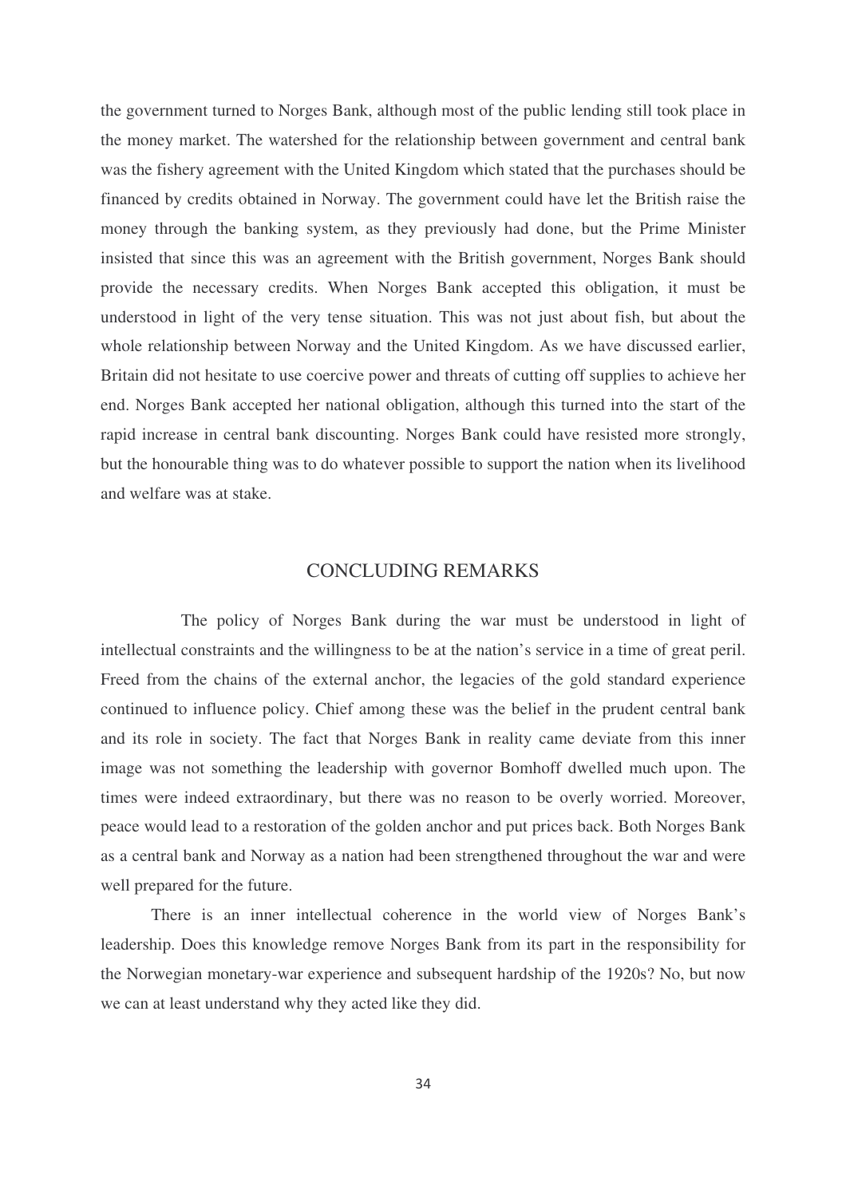the government turned to Norges Bank, although most of the public lending still took place in the money market. The watershed for the relationship between government and central bank was the fishery agreement with the United Kingdom which stated that the purchases should be financed by credits obtained in Norway. The government could have let the British raise the money through the banking system, as they previously had done, but the Prime Minister insisted that since this was an agreement with the British government, Norges Bank should provide the necessary credits. When Norges Bank accepted this obligation, it must be understood in light of the very tense situation. This was not just about fish, but about the whole relationship between Norway and the United Kingdom. As we have discussed earlier, Britain did not hesitate to use coercive power and threats of cutting off supplies to achieve her end. Norges Bank accepted her national obligation, although this turned into the start of the rapid increase in central bank discounting. Norges Bank could have resisted more strongly, but the honourable thing was to do whatever possible to support the nation when its livelihood and welfare was at stake.

## CONCLUDING REMARKS

The policy of Norges Bank during the war must be understood in light of intellectual constraints and the willingness to be at the nation's service in a time of great peril. Freed from the chains of the external anchor, the legacies of the gold standard experience continued to influence policy. Chief among these was the belief in the prudent central bank and its role in society. The fact that Norges Bank in reality came deviate from this inner image was not something the leadership with governor Bomhoff dwelled much upon. The times were indeed extraordinary, but there was no reason to be overly worried. Moreover, peace would lead to a restoration of the golden anchor and put prices back. Both Norges Bank as a central bank and Norway as a nation had been strengthened throughout the war and were well prepared for the future.

There is an inner intellectual coherence in the world view of Norges Bank's leadership. Does this knowledge remove Norges Bank from its part in the responsibility for the Norwegian monetary-war experience and subsequent hardship of the 1920s? No, but now we can at least understand why they acted like they did.